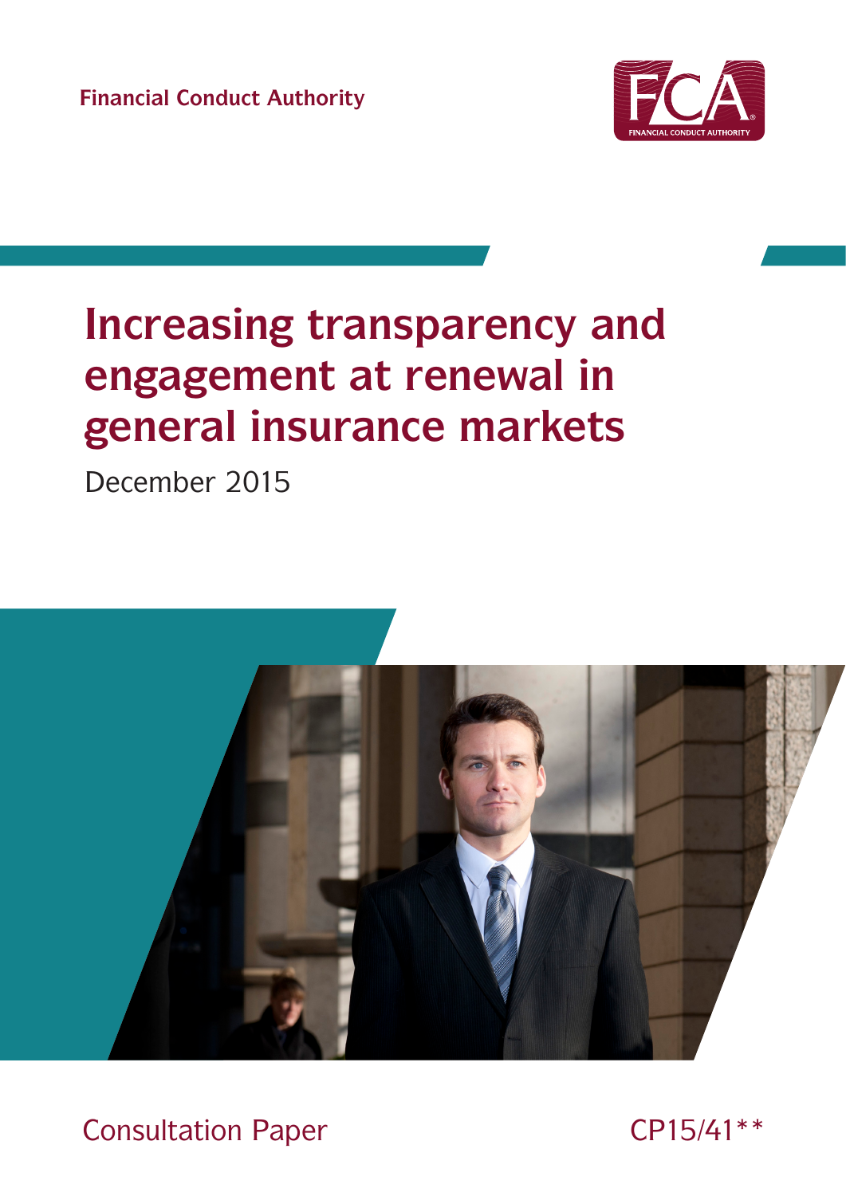Financial Conduct Authority

# Increasing transparency and engagement at renewal in general insurance markets

December 2015

Consultation Paper

CP15/41**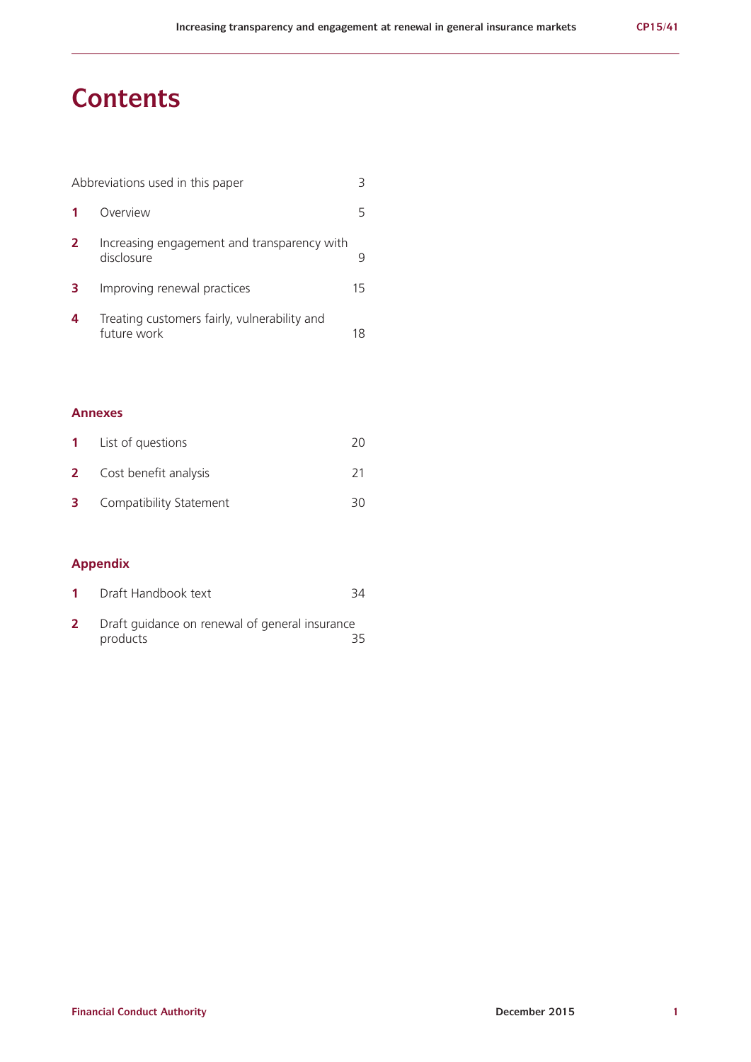# Contents

| | | |
|---|---|---|
| Abbreviations used in this paper | | 3 |
| **1** | Overview | 5 |
| **2** | Increasing engagement and transparency with disclosure | 9 |
| **3** | Improving renewal practices | 15 |
| **4** | Treating customers fairly, vulnerability and future work | 18 |

## Annexes

| | | |
|---|---|---|
| **1** | List of questions | 20 |
| **2** | Cost benefit analysis | 21 |
| **3** | Compatibility Statement | 30 |

## Appendix

| | | |
|---|---|---|
| **1** | Draft Handbook text | 34 |
| **2** | Draft guidance on renewal of general insurance products | 35 |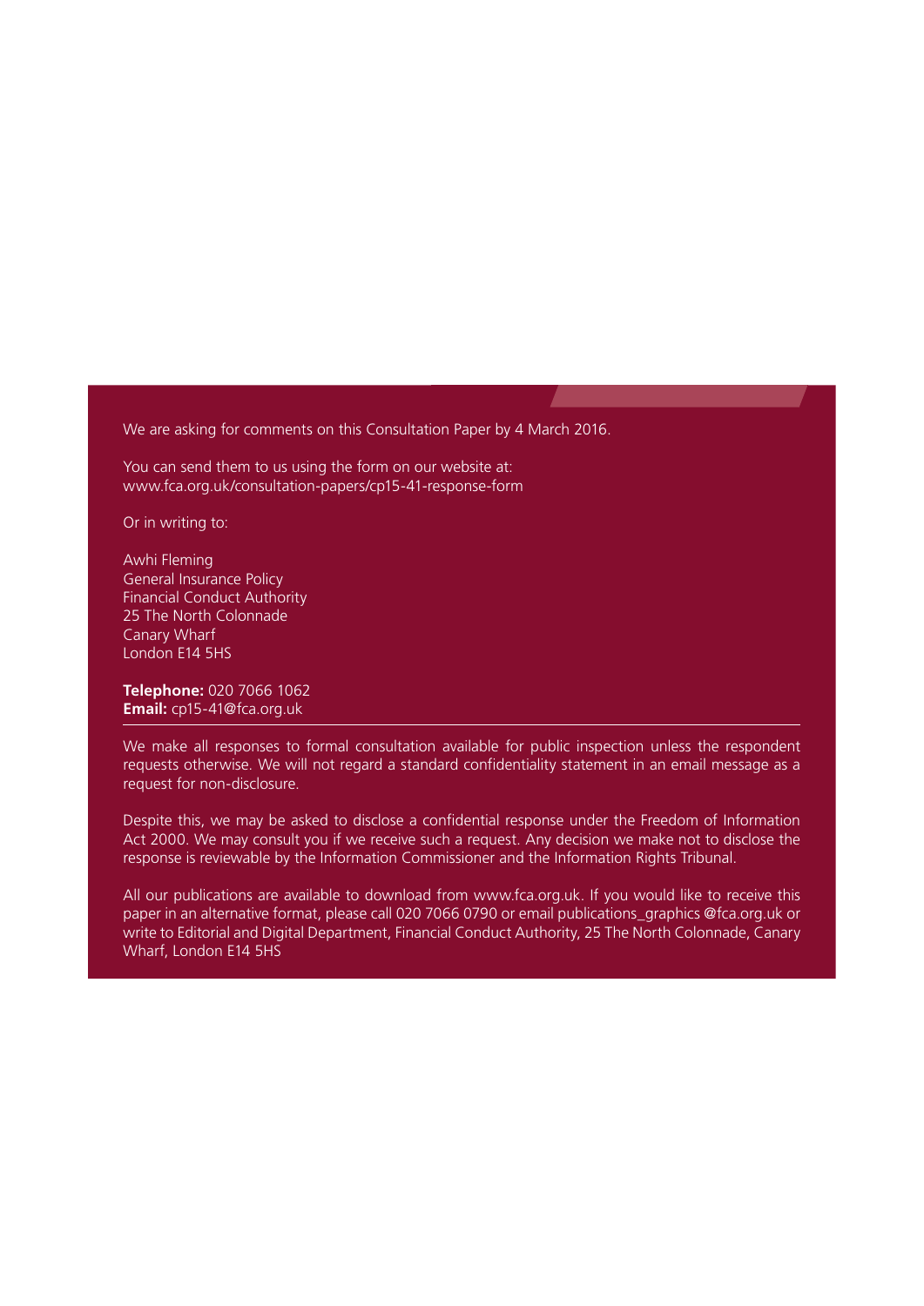We are asking for comments on this Consultation Paper by 4 March 2016.

You can send them to us using the form on our website at:
www.fca.org.uk/consultation-papers/cp15-41-response-form

Or in writing to:

Awhi Fleming
General Insurance Policy
Financial Conduct Authority
25 The North Colonnade
Canary Wharf
London E14 5HS

**Telephone:** 020 7066 1062
**Email:** cp15-41@fca.org.uk

---

We make all responses to formal consultation available for public inspection unless the respondent requests otherwise. We will not regard a standard confidentiality statement in an email message as a request for non-disclosure.

Despite this, we may be asked to disclose a confidential response under the Freedom of Information Act 2000. We may consult you if we receive such a request. Any decision we make not to disclose the response is reviewable by the Information Commissioner and the Information Rights Tribunal.

All our publications are available to download from www.fca.org.uk. If you would like to receive this paper in an alternative format, please call 020 7066 0790 or email publications_graphics @fca.org.uk or write to Editorial and Digital Department, Financial Conduct Authority, 25 The North Colonnade, Canary Wharf, London E14 5HS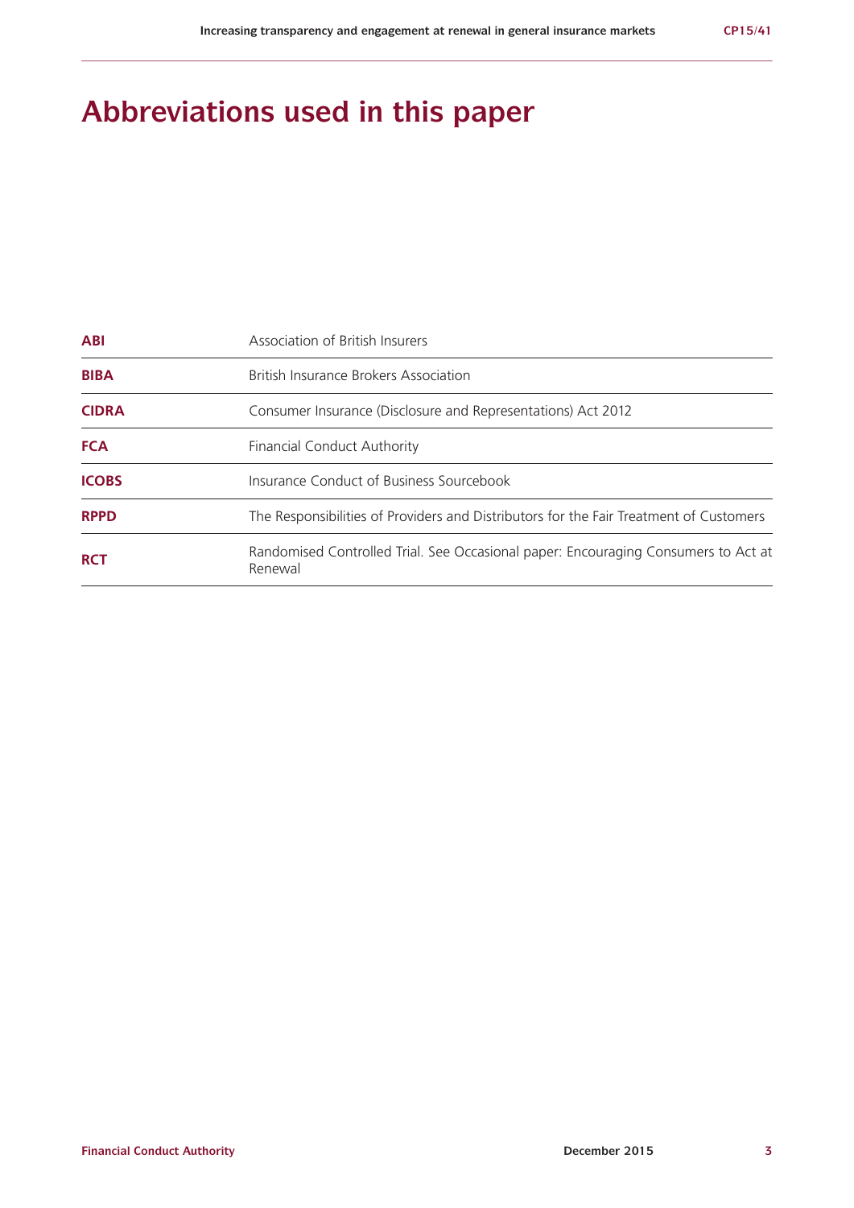# Abbreviations used in this paper

| | |
|---|---|
| **ABI** | Association of British Insurers |
| **BIBA** | British Insurance Brokers Association |
| **CIDRA** | Consumer Insurance (Disclosure and Representations) Act 2012 |
| **FCA** | Financial Conduct Authority |
| **ICOBS** | Insurance Conduct of Business Sourcebook |
| **RPPD** | The Responsibilities of Providers and Distributors for the Fair Treatment of Customers |
| **RCT** | Randomised Controlled Trial. See Occasional paper: Encouraging Consumers to Act at Renewal |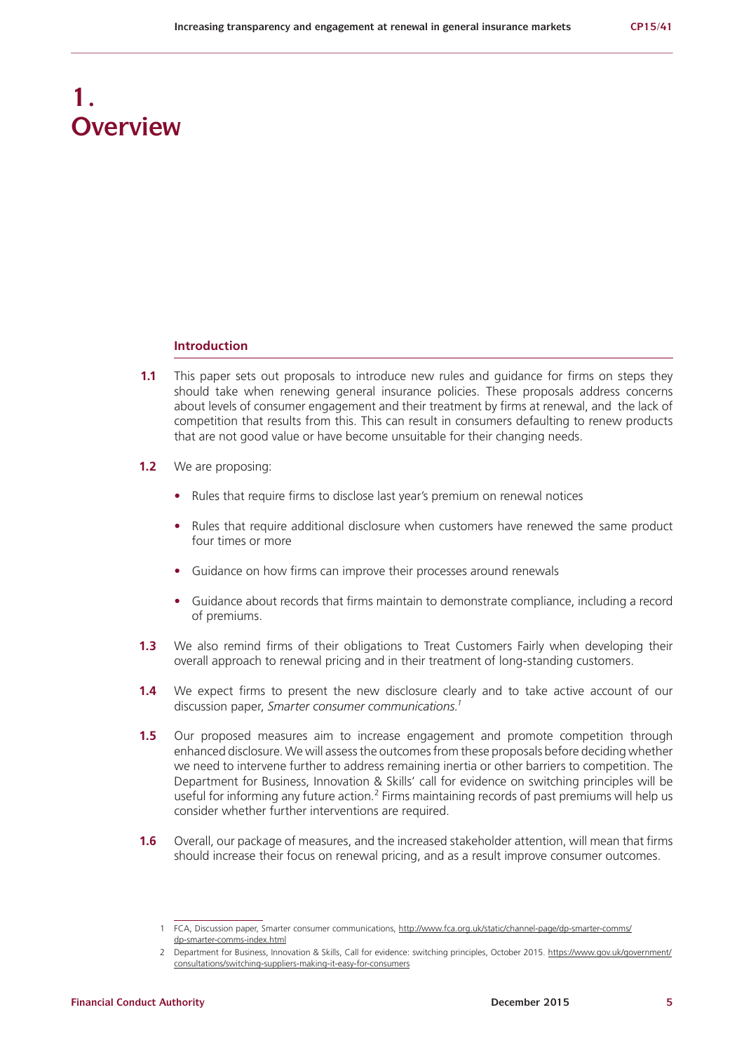# 1. Overview

## Introduction

**1.1** This paper sets out proposals to introduce new rules and guidance for firms on steps they should take when renewing general insurance policies. These proposals address concerns about levels of consumer engagement and their treatment by firms at renewal, and the lack of competition that results from this. This can result in consumers defaulting to renew products that are not good value or have become unsuitable for their changing needs.

**1.2** We are proposing:

- Rules that require firms to disclose last year's premium on renewal notices
- Rules that require additional disclosure when customers have renewed the same product four times or more
- Guidance on how firms can improve their processes around renewals
- Guidance about records that firms maintain to demonstrate compliance, including a record of premiums.

**1.3** We also remind firms of their obligations to Treat Customers Fairly when developing their overall approach to renewal pricing and in their treatment of long-standing customers.

**1.4** We expect firms to present the new disclosure clearly and to take active account of our discussion paper, *Smarter consumer communications.*[1]

**1.5** Our proposed measures aim to increase engagement and promote competition through enhanced disclosure. We will assess the outcomes from these proposals before deciding whether we need to intervene further to address remaining inertia or other barriers to competition. The Department for Business, Innovation & Skills' call for evidence on switching principles will be useful for informing any future action.[2] Firms maintaining records of past premiums will help us consider whether further interventions are required.

**1.6** Overall, our package of measures, and the increased stakeholder attention, will mean that firms should increase their focus on renewal pricing, and as a result improve consumer outcomes.

1 FCA, Discussion paper, Smarter consumer communications, http://www.fca.org.uk/static/channel-page/dp-smarter-comms/dp-smarter-comms-index.html

2 Department for Business, Innovation & Skills, Call for evidence: switching principles, October 2015. https://www.gov.uk/government/consultations/switching-suppliers-making-it-easy-for-consumers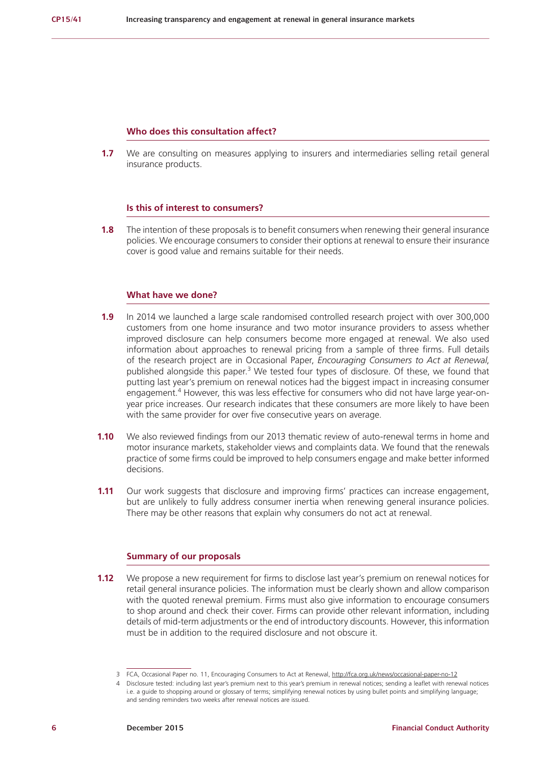### Who does this consultation affect?

**1.7** We are consulting on measures applying to insurers and intermediaries selling retail general insurance products.

### Is this of interest to consumers?

**1.8** The intention of these proposals is to benefit consumers when renewing their general insurance policies. We encourage consumers to consider their options at renewal to ensure their insurance cover is good value and remains suitable for their needs.

### What have we done?

**1.9** In 2014 we launched a large scale randomised controlled research project with over 300,000 customers from one home insurance and two motor insurance providers to assess whether improved disclosure can help consumers become more engaged at renewal. We also used information about approaches to renewal pricing from a sample of three firms. Full details of the research project are in Occasional Paper, *Encouraging Consumers to Act at Renewal*, published alongside this paper.[3] We tested four types of disclosure. Of these, we found that putting last year's premium on renewal notices had the biggest impact in increasing consumer engagement.[4] However, this was less effective for consumers who did not have large year-on-year price increases. Our research indicates that these consumers are more likely to have been with the same provider for over five consecutive years on average.

**1.10** We also reviewed findings from our 2013 thematic review of auto-renewal terms in home and motor insurance markets, stakeholder views and complaints data. We found that the renewals practice of some firms could be improved to help consumers engage and make better informed decisions.

**1.11** Our work suggests that disclosure and improving firms' practices can increase engagement, but are unlikely to fully address consumer inertia when renewing general insurance policies. There may be other reasons that explain why consumers do not act at renewal.

### Summary of our proposals

**1.12** We propose a new requirement for firms to disclose last year's premium on renewal notices for retail general insurance policies. The information must be clearly shown and allow comparison with the quoted renewal premium. Firms must also give information to encourage consumers to shop around and check their cover. Firms can provide other relevant information, including details of mid-term adjustments or the end of introductory discounts. However, this information must be in addition to the required disclosure and not obscure it.

---

3 FCA, Occasional Paper no. 11, Encouraging Consumers to Act at Renewal, http://fca.org.uk/news/occasional-paper-no-12

4 Disclosure tested: including last year's premium next to this year's premium in renewal notices; sending a leaflet with renewal notices i.e. a guide to shopping around or glossary of terms; simplifying renewal notices by using bullet points and simplifying language; and sending reminders two weeks after renewal notices are issued.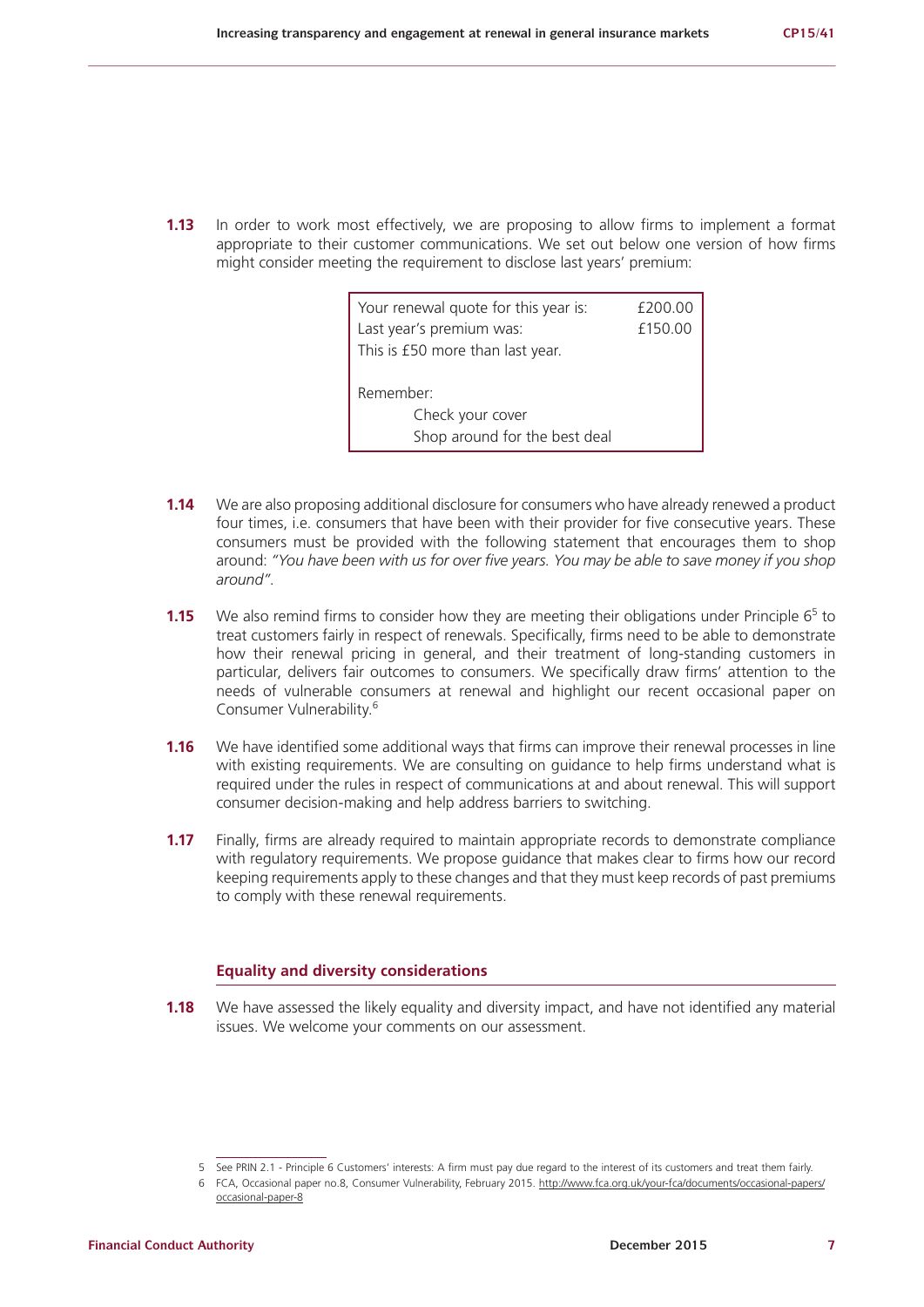**1.13** In order to work most effectively, we are proposing to allow firms to implement a format appropriate to their customer communications. We set out below one version of how firms might consider meeting the requirement to disclose last years' premium:

| | |
|---|---|
| Your renewal quote for this year is: | £200.00 |
| Last year's premium was: | £150.00 |
| This is £50 more than last year. | |
| | |
| Remember: | |
| Check your cover | |
| Shop around for the best deal | |

**1.14** We are also proposing additional disclosure for consumers who have already renewed a product four times, i.e. consumers that have been with their provider for five consecutive years. These consumers must be provided with the following statement that encourages them to shop around: *"You have been with us for over five years. You may be able to save money if you shop around"*.

**1.15** We also remind firms to consider how they are meeting their obligations under Principle 6[5] to treat customers fairly in respect of renewals. Specifically, firms need to be able to demonstrate how their renewal pricing in general, and their treatment of long-standing customers in particular, delivers fair outcomes to consumers. We specifically draw firms' attention to the needs of vulnerable consumers at renewal and highlight our recent occasional paper on Consumer Vulnerability.[6]

**1.16** We have identified some additional ways that firms can improve their renewal processes in line with existing requirements. We are consulting on guidance to help firms understand what is required under the rules in respect of communications at and about renewal. This will support consumer decision-making and help address barriers to switching.

**1.17** Finally, firms are already required to maintain appropriate records to demonstrate compliance with regulatory requirements. We propose guidance that makes clear to firms how our record keeping requirements apply to these changes and that they must keep records of past premiums to comply with these renewal requirements.

### Equality and diversity considerations

**1.18** We have assessed the likely equality and diversity impact, and have not identified any material issues. We welcome your comments on our assessment.

---

5 See PRIN 2.1 - Principle 6 Customers' interests: A firm must pay due regard to the interest of its customers and treat them fairly.

6 FCA, Occasional paper no.8, Consumer Vulnerability, February 2015. http://www.fca.org.uk/your-fca/documents/occasional-papers/occasional-paper-8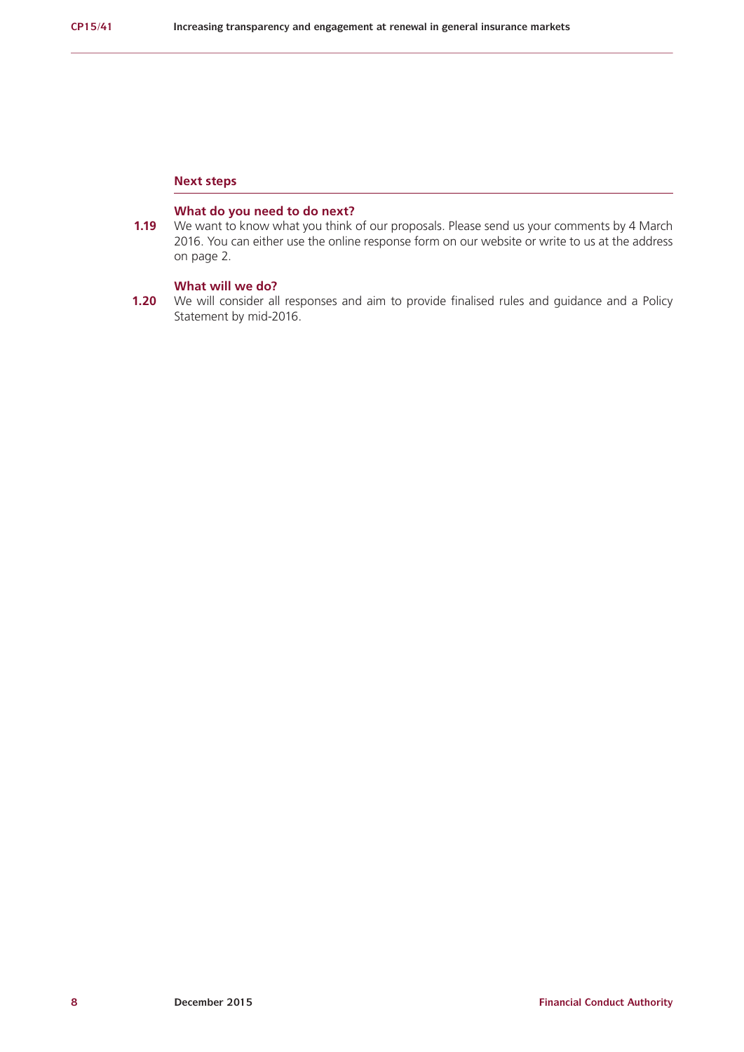## Next steps

### What do you need to do next?

**1.19** We want to know what you think of our proposals. Please send us your comments by 4 March 2016. You can either use the online response form on our website or write to us at the address on page 2.

### What will we do?

**1.20** We will consider all responses and aim to provide finalised rules and guidance and a Policy Statement by mid-2016.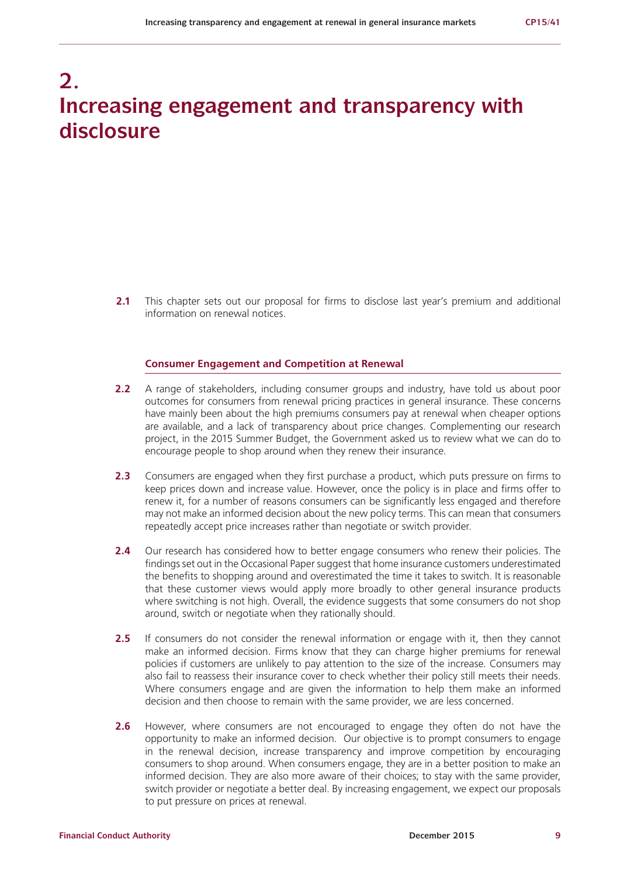# 2. Increasing engagement and transparency with disclosure

**2.1** This chapter sets out our proposal for firms to disclose last year's premium and additional information on renewal notices.

## Consumer Engagement and Competition at Renewal

**2.2** A range of stakeholders, including consumer groups and industry, have told us about poor outcomes for consumers from renewal pricing practices in general insurance. These concerns have mainly been about the high premiums consumers pay at renewal when cheaper options are available, and a lack of transparency about price changes. Complementing our research project, in the 2015 Summer Budget, the Government asked us to review what we can do to encourage people to shop around when they renew their insurance.

**2.3** Consumers are engaged when they first purchase a product, which puts pressure on firms to keep prices down and increase value. However, once the policy is in place and firms offer to renew it, for a number of reasons consumers can be significantly less engaged and therefore may not make an informed decision about the new policy terms. This can mean that consumers repeatedly accept price increases rather than negotiate or switch provider.

**2.4** Our research has considered how to better engage consumers who renew their policies. The findings set out in the Occasional Paper suggest that home insurance customers underestimated the benefits to shopping around and overestimated the time it takes to switch. It is reasonable that these customer views would apply more broadly to other general insurance products where switching is not high. Overall, the evidence suggests that some consumers do not shop around, switch or negotiate when they rationally should.

**2.5** If consumers do not consider the renewal information or engage with it, then they cannot make an informed decision. Firms know that they can charge higher premiums for renewal policies if customers are unlikely to pay attention to the size of the increase. Consumers may also fail to reassess their insurance cover to check whether their policy still meets their needs. Where consumers engage and are given the information to help them make an informed decision and then choose to remain with the same provider, we are less concerned.

**2.6** However, where consumers are not encouraged to engage they often do not have the opportunity to make an informed decision. Our objective is to prompt consumers to engage in the renewal decision, increase transparency and improve competition by encouraging consumers to shop around. When consumers engage, they are in a better position to make an informed decision. They are also more aware of their choices; to stay with the same provider, switch provider or negotiate a better deal. By increasing engagement, we expect our proposals to put pressure on prices at renewal.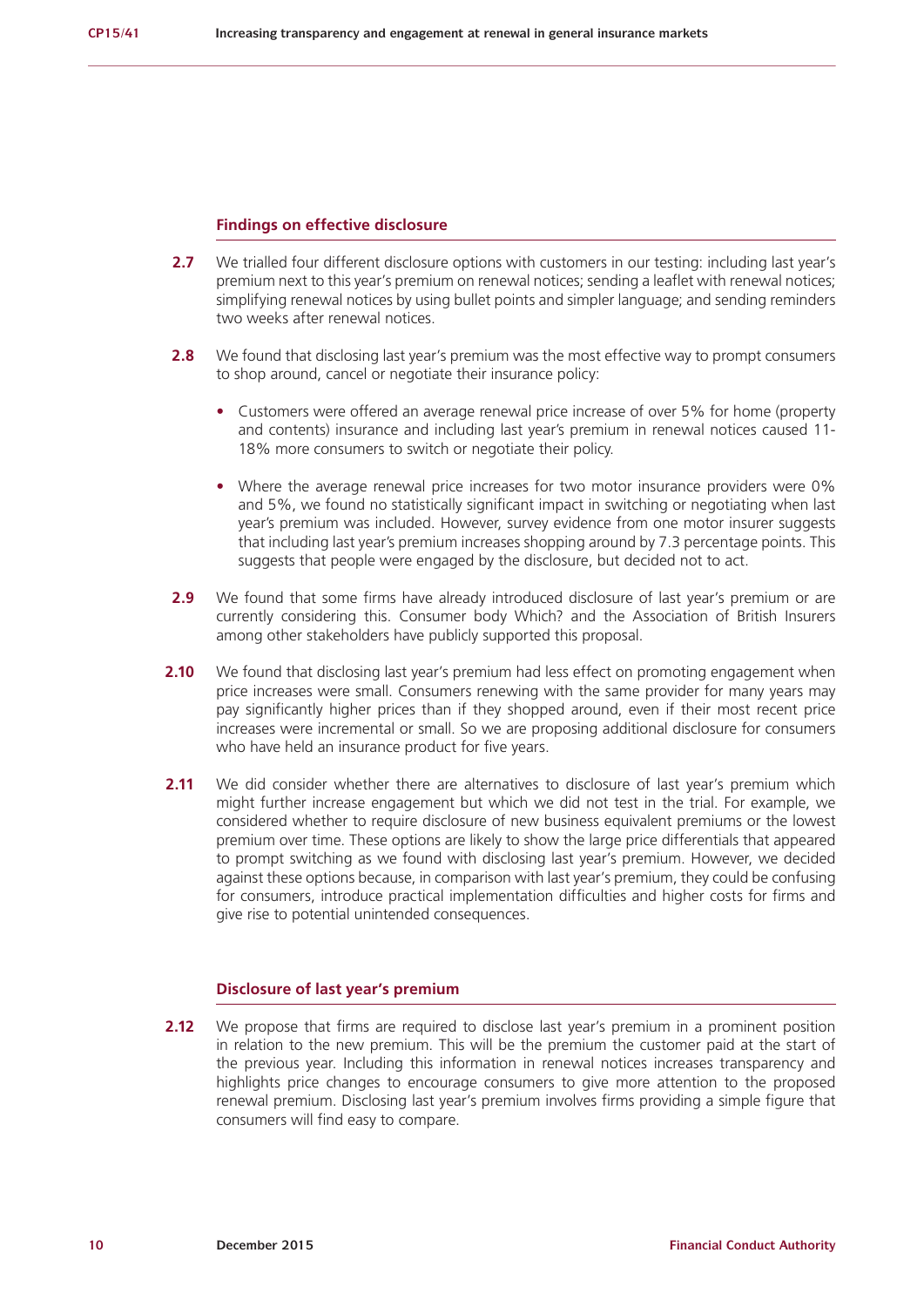### Findings on effective disclosure

**2.7** We trialled four different disclosure options with customers in our testing: including last year's premium next to this year's premium on renewal notices; sending a leaflet with renewal notices; simplifying renewal notices by using bullet points and simpler language; and sending reminders two weeks after renewal notices.

**2.8** We found that disclosing last year's premium was the most effective way to prompt consumers to shop around, cancel or negotiate their insurance policy:

- Customers were offered an average renewal price increase of over 5% for home (property and contents) insurance and including last year's premium in renewal notices caused 11-18% more consumers to switch or negotiate their policy.

- Where the average renewal price increases for two motor insurance providers were 0% and 5%, we found no statistically significant impact in switching or negotiating when last year's premium was included. However, survey evidence from one motor insurer suggests that including last year's premium increases shopping around by 7.3 percentage points. This suggests that people were engaged by the disclosure, but decided not to act.

**2.9** We found that some firms have already introduced disclosure of last year's premium or are currently considering this. Consumer body Which? and the Association of British Insurers among other stakeholders have publicly supported this proposal.

**2.10** We found that disclosing last year's premium had less effect on promoting engagement when price increases were small. Consumers renewing with the same provider for many years may pay significantly higher prices than if they shopped around, even if their most recent price increases were incremental or small. So we are proposing additional disclosure for consumers who have held an insurance product for five years.

**2.11** We did consider whether there are alternatives to disclosure of last year's premium which might further increase engagement but which we did not test in the trial. For example, we considered whether to require disclosure of new business equivalent premiums or the lowest premium over time. These options are likely to show the large price differentials that appeared to prompt switching as we found with disclosing last year's premium. However, we decided against these options because, in comparison with last year's premium, they could be confusing for consumers, introduce practical implementation difficulties and higher costs for firms and give rise to potential unintended consequences.

### Disclosure of last year's premium

**2.12** We propose that firms are required to disclose last year's premium in a prominent position in relation to the new premium. This will be the premium the customer paid at the start of the previous year. Including this information in renewal notices increases transparency and highlights price changes to encourage consumers to give more attention to the proposed renewal premium. Disclosing last year's premium involves firms providing a simple figure that consumers will find easy to compare.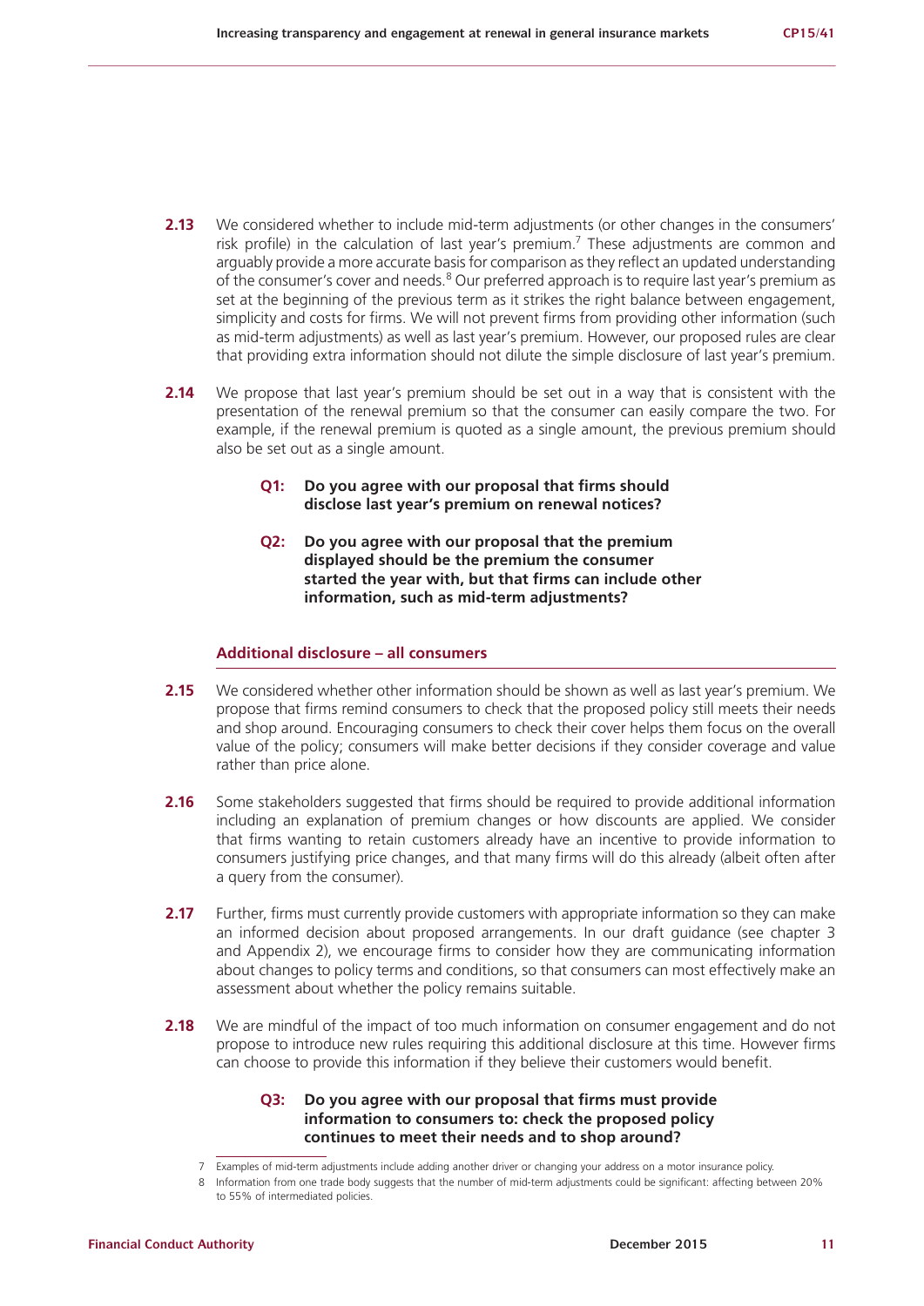**2.13** We considered whether to include mid-term adjustments (or other changes in the consumers' risk profile) in the calculation of last year's premium.[7] These adjustments are common and arguably provide a more accurate basis for comparison as they reflect an updated understanding of the consumer's cover and needs.[8] Our preferred approach is to require last year's premium as set at the beginning of the previous term as it strikes the right balance between engagement, simplicity and costs for firms. We will not prevent firms from providing other information (such as mid-term adjustments) as well as last year's premium. However, our proposed rules are clear that providing extra information should not dilute the simple disclosure of last year's premium.

**2.14** We propose that last year's premium should be set out in a way that is consistent with the presentation of the renewal premium so that the consumer can easily compare the two. For example, if the renewal premium is quoted as a single amount, the previous premium should also be set out as a single amount.

> **Q1: Do you agree with our proposal that firms should disclose last year's premium on renewal notices?**

> **Q2: Do you agree with our proposal that the premium displayed should be the premium the consumer started the year with, but that firms can include other information, such as mid-term adjustments?**

### Additional disclosure – all consumers

**2.15** We considered whether other information should be shown as well as last year's premium. We propose that firms remind consumers to check that the proposed policy still meets their needs and shop around. Encouraging consumers to check their cover helps them focus on the overall value of the policy; consumers will make better decisions if they consider coverage and value rather than price alone.

**2.16** Some stakeholders suggested that firms should be required to provide additional information including an explanation of premium changes or how discounts are applied. We consider that firms wanting to retain customers already have an incentive to provide information to consumers justifying price changes, and that many firms will do this already (albeit often after a query from the consumer).

**2.17** Further, firms must currently provide customers with appropriate information so they can make an informed decision about proposed arrangements. In our draft guidance (see chapter 3 and Appendix 2), we encourage firms to consider how they are communicating information about changes to policy terms and conditions, so that consumers can most effectively make an assessment about whether the policy remains suitable.

**2.18** We are mindful of the impact of too much information on consumer engagement and do not propose to introduce new rules requiring this additional disclosure at this time. However firms can choose to provide this information if they believe their customers would benefit.

> **Q3: Do you agree with our proposal that firms must provide information to consumers to: check the proposed policy continues to meet their needs and to shop around?**

---

7 Examples of mid-term adjustments include adding another driver or changing your address on a motor insurance policy.

8 Information from one trade body suggests that the number of mid-term adjustments could be significant: affecting between 20% to 55% of intermediated policies.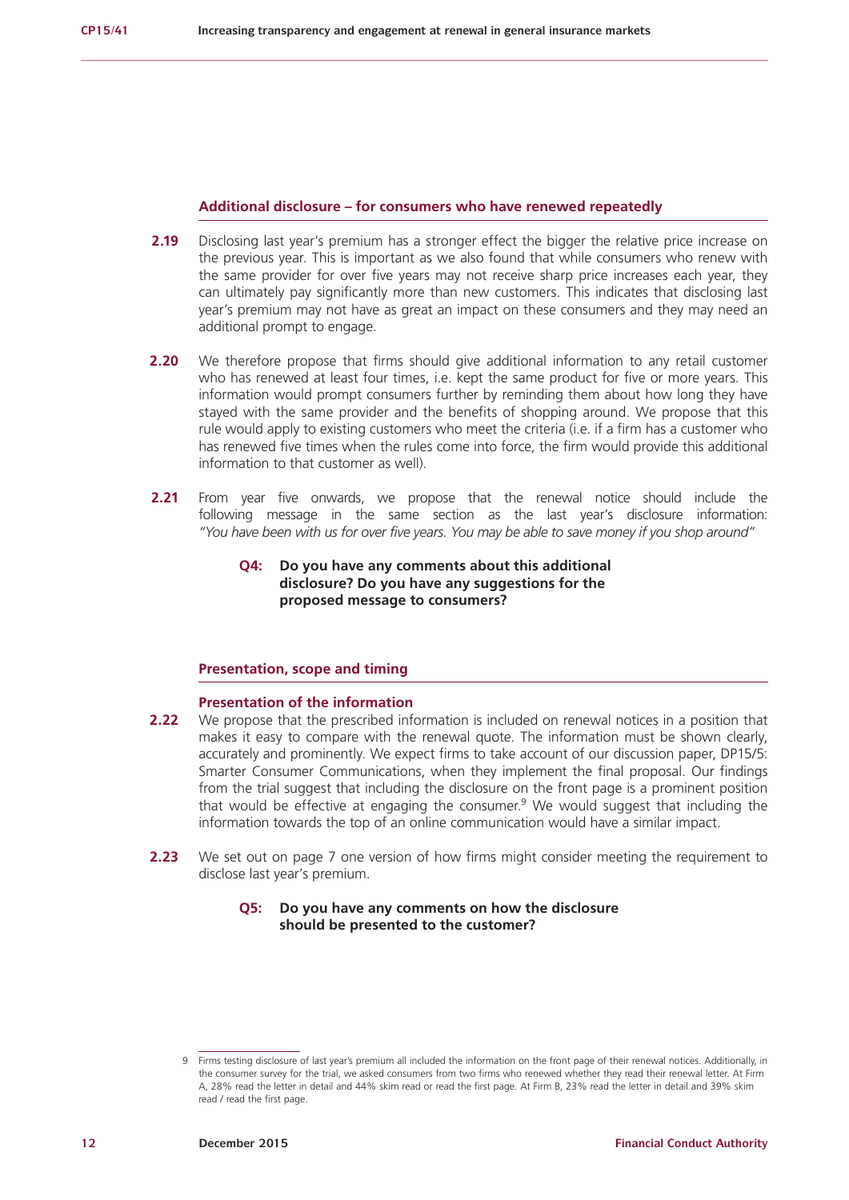### Additional disclosure – for consumers who have renewed repeatedly

**2.19** Disclosing last year's premium has a stronger effect the bigger the relative price increase on the previous year. This is important as we also found that while consumers who renew with the same provider for over five years may not receive sharp price increases each year, they can ultimately pay significantly more than new customers. This indicates that disclosing last year's premium may not have as great an impact on these consumers and they may need an additional prompt to engage.

**2.20** We therefore propose that firms should give additional information to any retail customer who has renewed at least four times, i.e. kept the same product for five or more years. This information would prompt consumers further by reminding them about how long they have stayed with the same provider and the benefits of shopping around. We propose that this rule would apply to existing customers who meet the criteria (i.e. if a firm has a customer who has renewed five times when the rules come into force, the firm would provide this additional information to that customer as well).

**2.21** From year five onwards, we propose that the renewal notice should include the following message in the same section as the last year's disclosure information: *"You have been with us for over five years. You may be able to save money if you shop around"*

> **Q4: Do you have any comments about this additional disclosure? Do you have any suggestions for the proposed message to consumers?**

### Presentation, scope and timing

#### Presentation of the information

**2.22** We propose that the prescribed information is included on renewal notices in a position that makes it easy to compare with the renewal quote. The information must be shown clearly, accurately and prominently. We expect firms to take account of our discussion paper, DP15/5: Smarter Consumer Communications, when they implement the final proposal. Our findings from the trial suggest that including the disclosure on the front page is a prominent position that would be effective at engaging the consumer.[9] We would suggest that including the information towards the top of an online communication would have a similar impact.

**2.23** We set out on page 7 one version of how firms might consider meeting the requirement to disclose last year's premium.

> **Q5: Do you have any comments on how the disclosure should be presented to the customer?**

---

9 Firms testing disclosure of last year's premium all included the information on the front page of their renewal notices. Additionally, in the consumer survey for the trial, we asked consumers from two firms who renewed whether they read their renewal letter. At Firm A, 28% read the letter in detail and 44% skim read or read the first page. At Firm B, 23% read the letter in detail and 39% skim read / read the first page.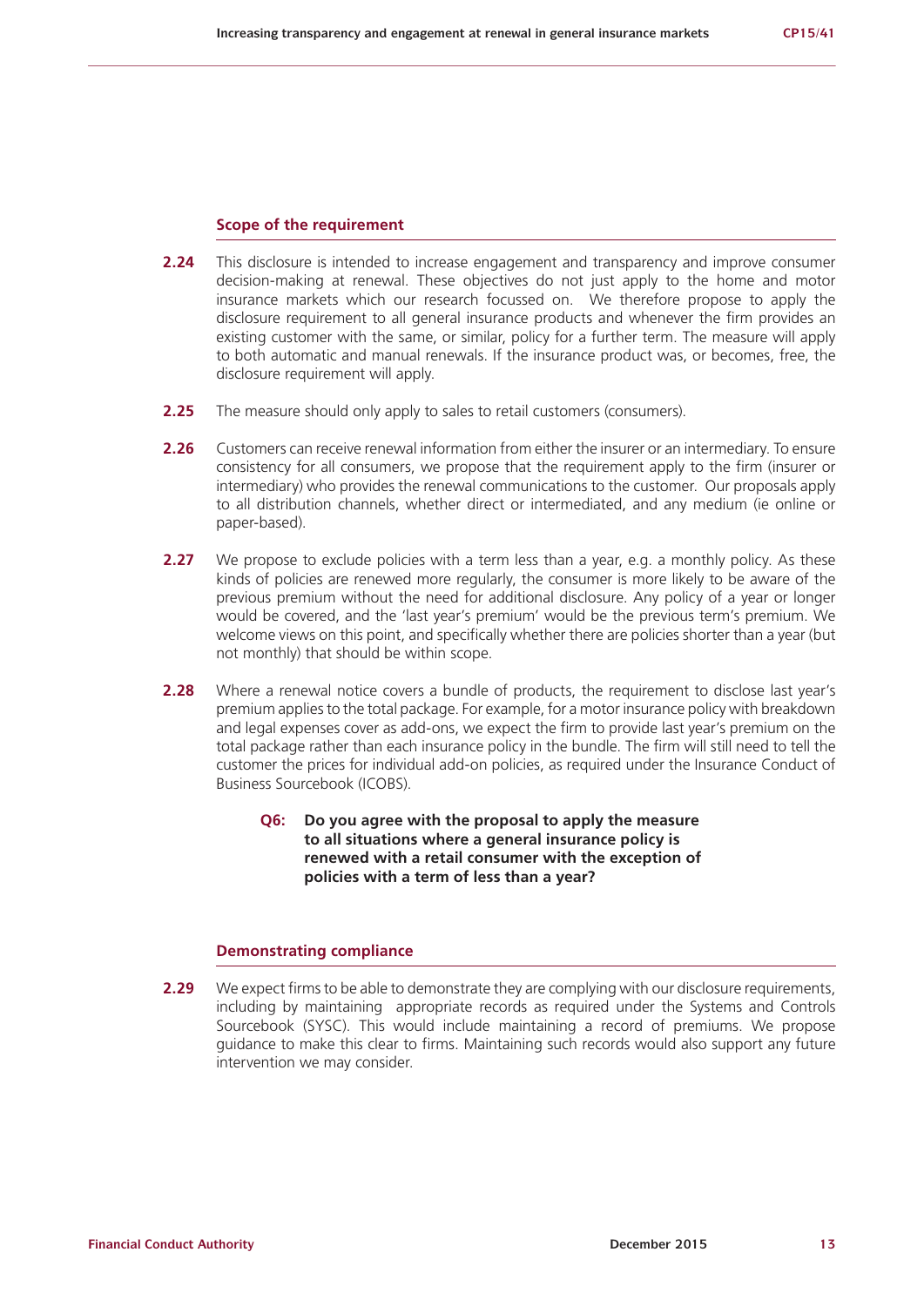### Scope of the requirement

**2.24** This disclosure is intended to increase engagement and transparency and improve consumer decision-making at renewal. These objectives do not just apply to the home and motor insurance markets which our research focussed on. We therefore propose to apply the disclosure requirement to all general insurance products and whenever the firm provides an existing customer with the same, or similar, policy for a further term. The measure will apply to both automatic and manual renewals. If the insurance product was, or becomes, free, the disclosure requirement will apply.

**2.25** The measure should only apply to sales to retail customers (consumers).

**2.26** Customers can receive renewal information from either the insurer or an intermediary. To ensure consistency for all consumers, we propose that the requirement apply to the firm (insurer or intermediary) who provides the renewal communications to the customer. Our proposals apply to all distribution channels, whether direct or intermediated, and any medium (ie online or paper-based).

**2.27** We propose to exclude policies with a term less than a year, e.g. a monthly policy. As these kinds of policies are renewed more regularly, the consumer is more likely to be aware of the previous premium without the need for additional disclosure. Any policy of a year or longer would be covered, and the 'last year's premium' would be the previous term's premium. We welcome views on this point, and specifically whether there are policies shorter than a year (but not monthly) that should be within scope.

**2.28** Where a renewal notice covers a bundle of products, the requirement to disclose last year's premium applies to the total package. For example, for a motor insurance policy with breakdown and legal expenses cover as add-ons, we expect the firm to provide last year's premium on the total package rather than each insurance policy in the bundle. The firm will still need to tell the customer the prices for individual add-on policies, as required under the Insurance Conduct of Business Sourcebook (ICOBS).

> **Q6: Do you agree with the proposal to apply the measure to all situations where a general insurance policy is renewed with a retail consumer with the exception of policies with a term of less than a year?**

### Demonstrating compliance

**2.29** We expect firms to be able to demonstrate they are complying with our disclosure requirements, including by maintaining appropriate records as required under the Systems and Controls Sourcebook (SYSC). This would include maintaining a record of premiums. We propose guidance to make this clear to firms. Maintaining such records would also support any future intervention we may consider.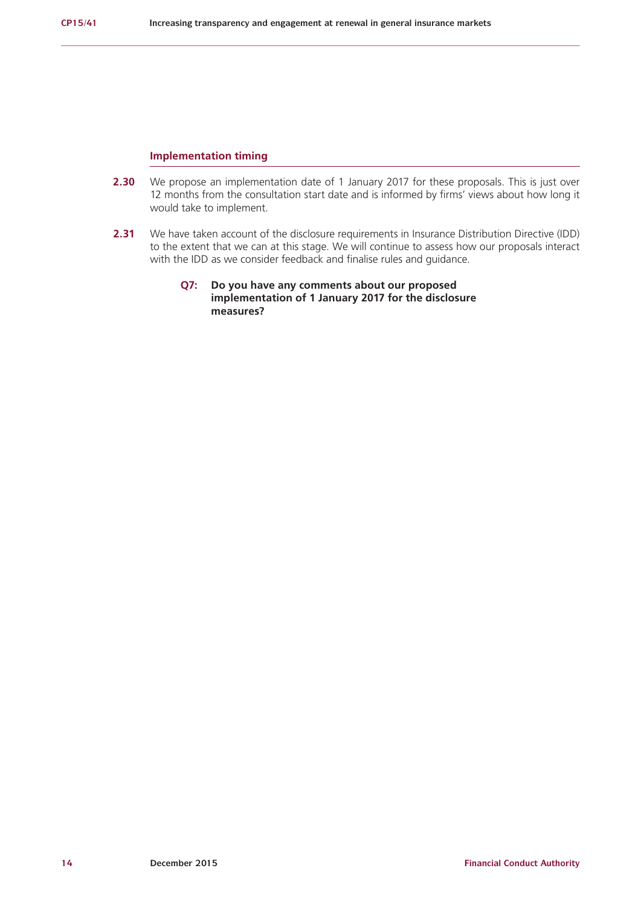### Implementation timing

**2.30** We propose an implementation date of 1 January 2017 for these proposals. This is just over 12 months from the consultation start date and is informed by firms' views about how long it would take to implement.

**2.31** We have taken account of the disclosure requirements in Insurance Distribution Directive (IDD) to the extent that we can at this stage. We will continue to assess how our proposals interact with the IDD as we consider feedback and finalise rules and guidance.

> **Q7: Do you have any comments about our proposed implementation of 1 January 2017 for the disclosure measures?**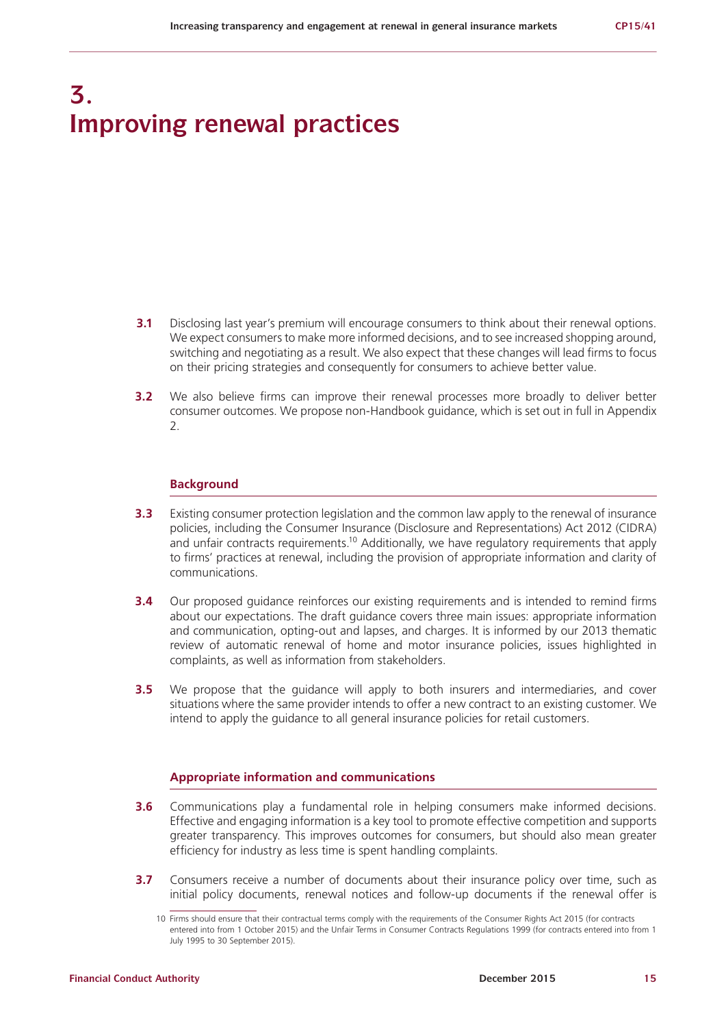# 3. Improving renewal practices

**3.1** Disclosing last year's premium will encourage consumers to think about their renewal options. We expect consumers to make more informed decisions, and to see increased shopping around, switching and negotiating as a result. We also expect that these changes will lead firms to focus on their pricing strategies and consequently for consumers to achieve better value.

**3.2** We also believe firms can improve their renewal processes more broadly to deliver better consumer outcomes. We propose non-Handbook guidance, which is set out in full in Appendix 2.

## Background

**3.3** Existing consumer protection legislation and the common law apply to the renewal of insurance policies, including the Consumer Insurance (Disclosure and Representations) Act 2012 (CIDRA) and unfair contracts requirements.[10] Additionally, we have regulatory requirements that apply to firms' practices at renewal, including the provision of appropriate information and clarity of communications.

**3.4** Our proposed guidance reinforces our existing requirements and is intended to remind firms about our expectations. The draft guidance covers three main issues: appropriate information and communication, opting-out and lapses, and charges. It is informed by our 2013 thematic review of automatic renewal of home and motor insurance policies, issues highlighted in complaints, as well as information from stakeholders.

**3.5** We propose that the guidance will apply to both insurers and intermediaries, and cover situations where the same provider intends to offer a new contract to an existing customer. We intend to apply the guidance to all general insurance policies for retail customers.

## Appropriate information and communications

**3.6** Communications play a fundamental role in helping consumers make informed decisions. Effective and engaging information is a key tool to promote effective competition and supports greater transparency. This improves outcomes for consumers, but should also mean greater efficiency for industry as less time is spent handling complaints.

**3.7** Consumers receive a number of documents about their insurance policy over time, such as initial policy documents, renewal notices and follow-up documents if the renewal offer is

10 Firms should ensure that their contractual terms comply with the requirements of the Consumer Rights Act 2015 (for contracts entered into from 1 October 2015) and the Unfair Terms in Consumer Contracts Regulations 1999 (for contracts entered into from 1 July 1995 to 30 September 2015).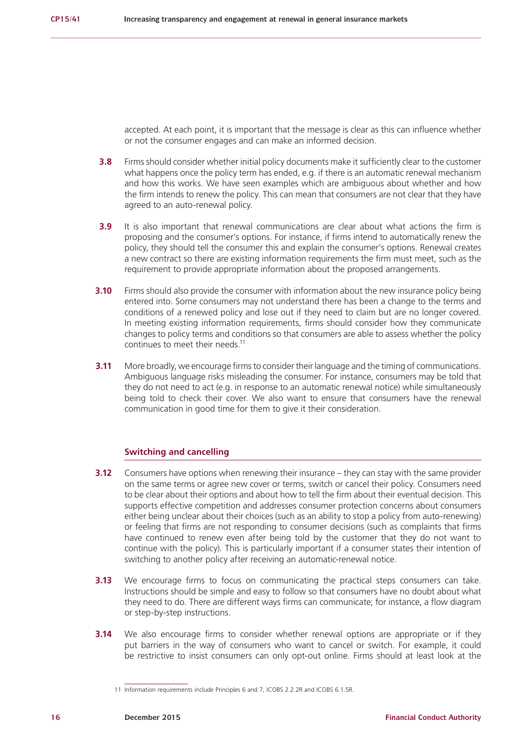accepted. At each point, it is important that the message is clear as this can influence whether or not the consumer engages and can make an informed decision.

**3.8** Firms should consider whether initial policy documents make it sufficiently clear to the customer what happens once the policy term has ended, e.g. if there is an automatic renewal mechanism and how this works. We have seen examples which are ambiguous about whether and how the firm intends to renew the policy. This can mean that consumers are not clear that they have agreed to an auto-renewal policy.

**3.9** It is also important that renewal communications are clear about what actions the firm is proposing and the consumer's options. For instance, if firms intend to automatically renew the policy, they should tell the consumer this and explain the consumer's options. Renewal creates a new contract so there are existing information requirements the firm must meet, such as the requirement to provide appropriate information about the proposed arrangements.

**3.10** Firms should also provide the consumer with information about the new insurance policy being entered into. Some consumers may not understand there has been a change to the terms and conditions of a renewed policy and lose out if they need to claim but are no longer covered. In meeting existing information requirements, firms should consider how they communicate changes to policy terms and conditions so that consumers are able to assess whether the policy continues to meet their needs.[11]

**3.11** More broadly, we encourage firms to consider their language and the timing of communications. Ambiguous language risks misleading the consumer. For instance, consumers may be told that they do not need to act (e.g. in response to an automatic renewal notice) while simultaneously being told to check their cover. We also want to ensure that consumers have the renewal communication in good time for them to give it their consideration.

### Switching and cancelling

**3.12** Consumers have options when renewing their insurance – they can stay with the same provider on the same terms or agree new cover or terms, switch or cancel their policy. Consumers need to be clear about their options and about how to tell the firm about their eventual decision. This supports effective competition and addresses consumer protection concerns about consumers either being unclear about their choices (such as an ability to stop a policy from auto-renewing) or feeling that firms are not responding to consumer decisions (such as complaints that firms have continued to renew even after being told by the customer that they do not want to continue with the policy). This is particularly important if a consumer states their intention of switching to another policy after receiving an automatic-renewal notice.

**3.13** We encourage firms to focus on communicating the practical steps consumers can take. Instructions should be simple and easy to follow so that consumers have no doubt about what they need to do. There are different ways firms can communicate; for instance, a flow diagram or step-by-step instructions.

**3.14** We also encourage firms to consider whether renewal options are appropriate or if they put barriers in the way of consumers who want to cancel or switch. For example, it could be restrictive to insist consumers can only opt-out online. Firms should at least look at the

11 Information requirements include Principles 6 and 7, ICOBS 2.2.2R and ICOBS 6.1.5R.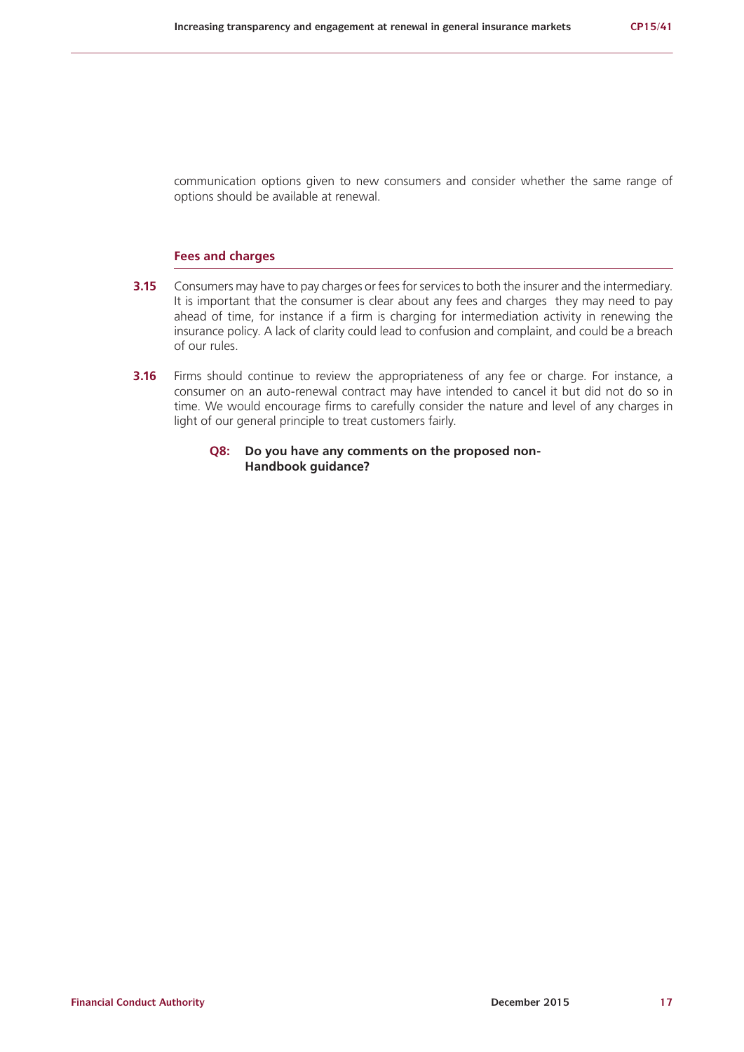communication options given to new consumers and consider whether the same range of options should be available at renewal.

### Fees and charges

**3.15** Consumers may have to pay charges or fees for services to both the insurer and the intermediary. It is important that the consumer is clear about any fees and charges they may need to pay ahead of time, for instance if a firm is charging for intermediation activity in renewing the insurance policy. A lack of clarity could lead to confusion and complaint, and could be a breach of our rules.

**3.16** Firms should continue to review the appropriateness of any fee or charge. For instance, a consumer on an auto-renewal contract may have intended to cancel it but did not do so in time. We would encourage firms to carefully consider the nature and level of any charges in light of our general principle to treat customers fairly.

**Q8: Do you have any comments on the proposed non-Handbook guidance?**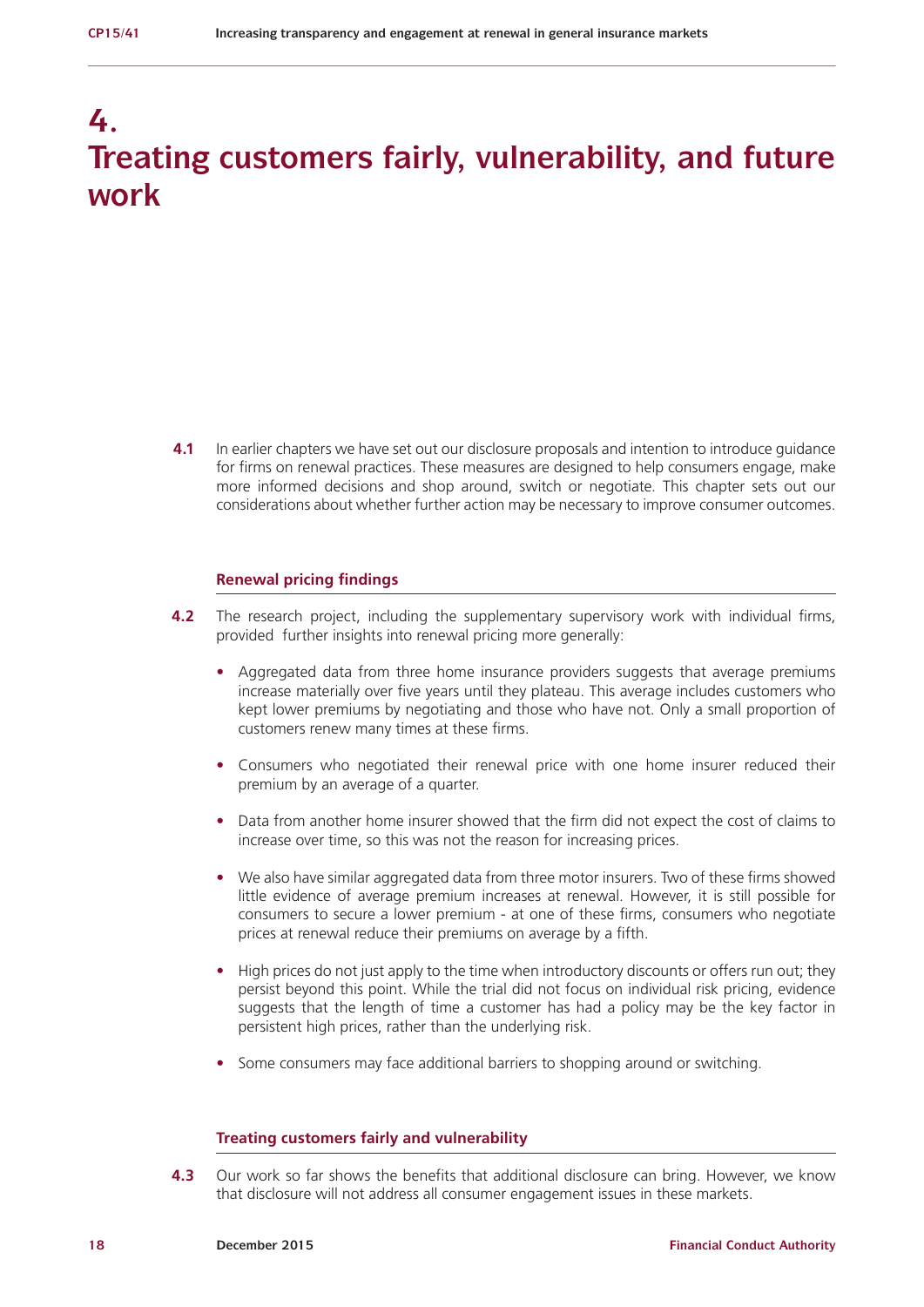# 4. Treating customers fairly, vulnerability, and future work

**4.1** In earlier chapters we have set out our disclosure proposals and intention to introduce guidance for firms on renewal practices. These measures are designed to help consumers engage, make more informed decisions and shop around, switch or negotiate. This chapter sets out our considerations about whether further action may be necessary to improve consumer outcomes.

### Renewal pricing findings

**4.2** The research project, including the supplementary supervisory work with individual firms, provided further insights into renewal pricing more generally:

- Aggregated data from three home insurance providers suggests that average premiums increase materially over five years until they plateau. This average includes customers who kept lower premiums by negotiating and those who have not. Only a small proportion of customers renew many times at these firms.
- Consumers who negotiated their renewal price with one home insurer reduced their premium by an average of a quarter.
- Data from another home insurer showed that the firm did not expect the cost of claims to increase over time, so this was not the reason for increasing prices.
- We also have similar aggregated data from three motor insurers. Two of these firms showed little evidence of average premium increases at renewal. However, it is still possible for consumers to secure a lower premium - at one of these firms, consumers who negotiate prices at renewal reduce their premiums on average by a fifth.
- High prices do not just apply to the time when introductory discounts or offers run out; they persist beyond this point. While the trial did not focus on individual risk pricing, evidence suggests that the length of time a customer has had a policy may be the key factor in persistent high prices, rather than the underlying risk.
- Some consumers may face additional barriers to shopping around or switching.

### Treating customers fairly and vulnerability

**4.3** Our work so far shows the benefits that additional disclosure can bring. However, we know that disclosure will not address all consumer engagement issues in these markets.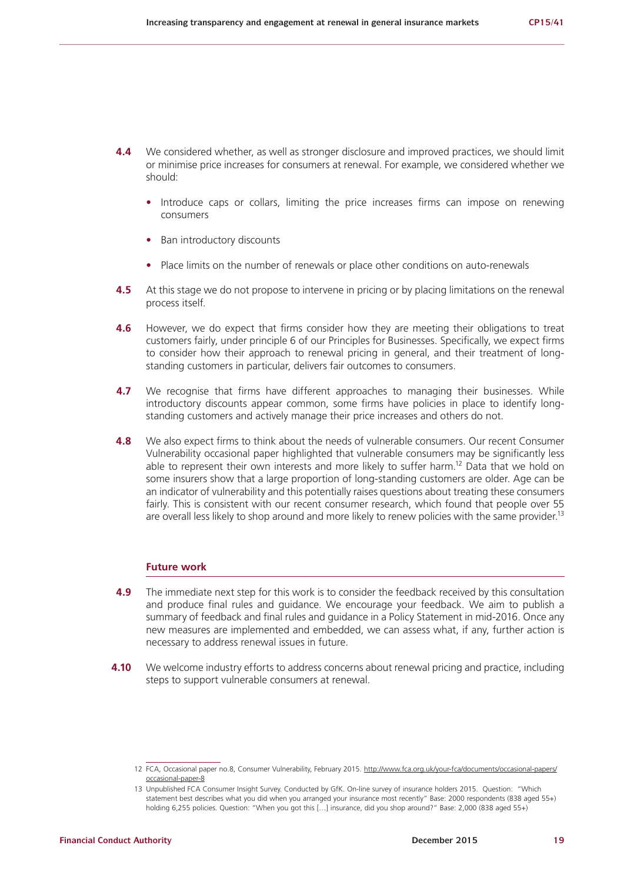**4.4** We considered whether, as well as stronger disclosure and improved practices, we should limit or minimise price increases for consumers at renewal. For example, we considered whether we should:

- Introduce caps or collars, limiting the price increases firms can impose on renewing consumers
- Ban introductory discounts
- Place limits on the number of renewals or place other conditions on auto-renewals

**4.5** At this stage we do not propose to intervene in pricing or by placing limitations on the renewal process itself.

**4.6** However, we do expect that firms consider how they are meeting their obligations to treat customers fairly, under principle 6 of our Principles for Businesses. Specifically, we expect firms to consider how their approach to renewal pricing in general, and their treatment of long-standing customers in particular, delivers fair outcomes to consumers.

**4.7** We recognise that firms have different approaches to managing their businesses. While introductory discounts appear common, some firms have policies in place to identify long-standing customers and actively manage their price increases and others do not.

**4.8** We also expect firms to think about the needs of vulnerable consumers. Our recent Consumer Vulnerability occasional paper highlighted that vulnerable consumers may be significantly less able to represent their own interests and more likely to suffer harm.[12] Data that we hold on some insurers show that a large proportion of long-standing customers are older. Age can be an indicator of vulnerability and this potentially raises questions about treating these consumers fairly. This is consistent with our recent consumer research, which found that people over 55 are overall less likely to shop around and more likely to renew policies with the same provider.[13]

## Future work

**4.9** The immediate next step for this work is to consider the feedback received by this consultation and produce final rules and guidance. We encourage your feedback. We aim to publish a summary of feedback and final rules and guidance in a Policy Statement in mid-2016. Once any new measures are implemented and embedded, we can assess what, if any, further action is necessary to address renewal issues in future.

**4.10** We welcome industry efforts to address concerns about renewal pricing and practice, including steps to support vulnerable consumers at renewal.

---

12 FCA, Occasional paper no.8, Consumer Vulnerability, February 2015. http://www.fca.org.uk/your-fca/documents/occasional-papers/occasional-paper-8

13 Unpublished FCA Consumer Insight Survey. Conducted by GfK. On-line survey of insurance holders 2015. Question: "Which statement best describes what you did when you arranged your insurance most recently" Base: 2000 respondents (838 aged 55+) holding 6,255 policies. Question: "When you got this […] insurance, did you shop around?" Base: 2,000 (838 aged 55+)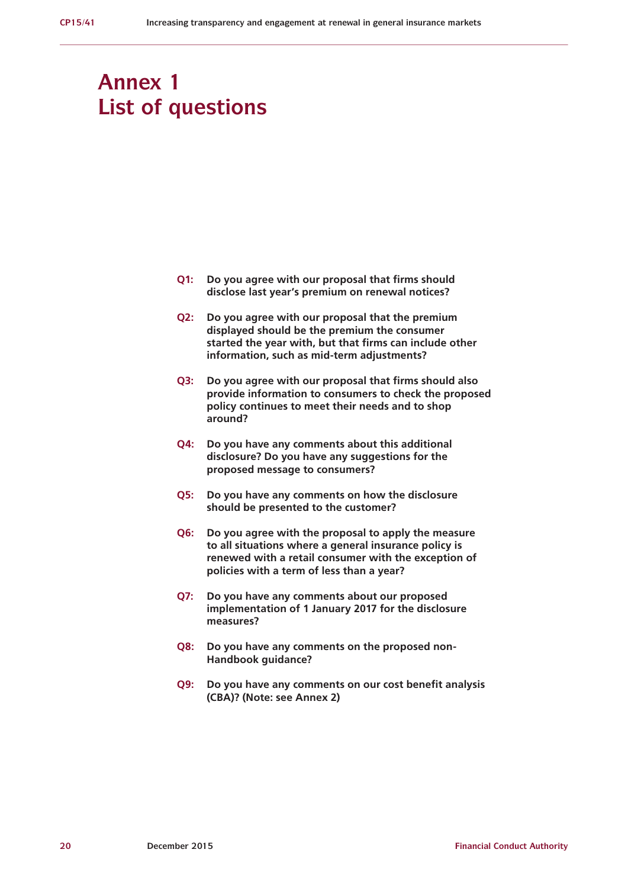# Annex 1
# List of questions

**Q1: Do you agree with our proposal that firms should disclose last year's premium on renewal notices?**

**Q2: Do you agree with our proposal that the premium displayed should be the premium the consumer started the year with, but that firms can include other information, such as mid-term adjustments?**

**Q3: Do you agree with our proposal that firms should also provide information to consumers to check the proposed policy continues to meet their needs and to shop around?**

**Q4: Do you have any comments about this additional disclosure? Do you have any suggestions for the proposed message to consumers?**

**Q5: Do you have any comments on how the disclosure should be presented to the customer?**

**Q6: Do you agree with the proposal to apply the measure to all situations where a general insurance policy is renewed with a retail consumer with the exception of policies with a term of less than a year?**

**Q7: Do you have any comments about our proposed implementation of 1 January 2017 for the disclosure measures?**

**Q8: Do you have any comments on the proposed non-Handbook guidance?**

**Q9: Do you have any comments on our cost benefit analysis (CBA)? (Note: see Annex 2)**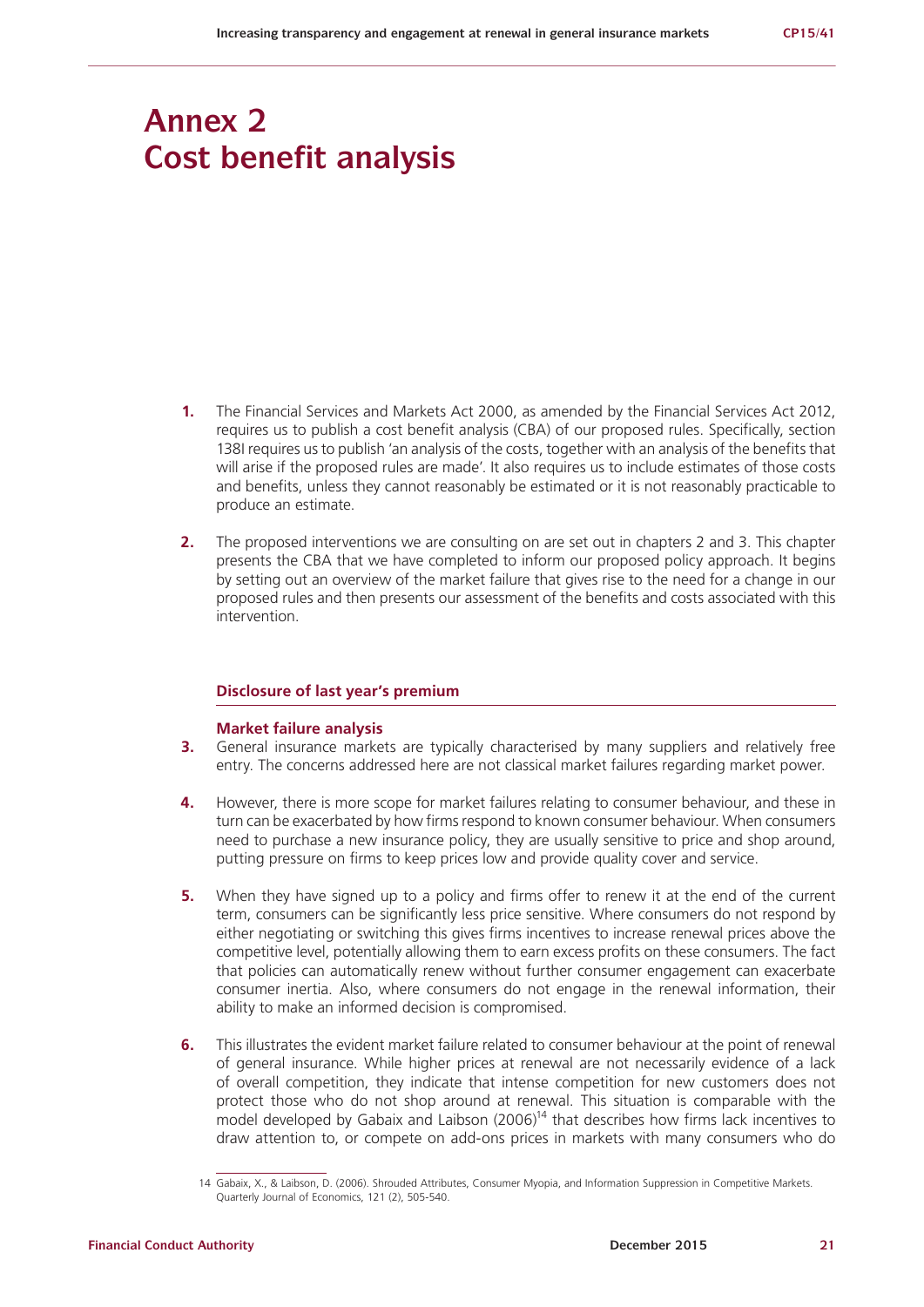# Annex 2
# Cost benefit analysis

1. The Financial Services and Markets Act 2000, as amended by the Financial Services Act 2012, requires us to publish a cost benefit analysis (CBA) of our proposed rules. Specifically, section 138I requires us to publish 'an analysis of the costs, together with an analysis of the benefits that will arise if the proposed rules are made'. It also requires us to include estimates of those costs and benefits, unless they cannot reasonably be estimated or it is not reasonably practicable to produce an estimate.

2. The proposed interventions we are consulting on are set out in chapters 2 and 3. This chapter presents the CBA that we have completed to inform our proposed policy approach. It begins by setting out an overview of the market failure that gives rise to the need for a change in our proposed rules and then presents our assessment of the benefits and costs associated with this intervention.

## Disclosure of last year's premium

### Market failure analysis

3. General insurance markets are typically characterised by many suppliers and relatively free entry. The concerns addressed here are not classical market failures regarding market power.

4. However, there is more scope for market failures relating to consumer behaviour, and these in turn can be exacerbated by how firms respond to known consumer behaviour. When consumers need to purchase a new insurance policy, they are usually sensitive to price and shop around, putting pressure on firms to keep prices low and provide quality cover and service.

5. When they have signed up to a policy and firms offer to renew it at the end of the current term, consumers can be significantly less price sensitive. Where consumers do not respond by either negotiating or switching this gives firms incentives to increase renewal prices above the competitive level, potentially allowing them to earn excess profits on these consumers. The fact that policies can automatically renew without further consumer engagement can exacerbate consumer inertia. Also, where consumers do not engage in the renewal information, their ability to make an informed decision is compromised.

6. This illustrates the evident market failure related to consumer behaviour at the point of renewal of general insurance. While higher prices at renewal are not necessarily evidence of a lack of overall competition, they indicate that intense competition for new customers does not protect those who do not shop around at renewal. This situation is comparable with the model developed by Gabaix and Laibson (2006)[14] that describes how firms lack incentives to draw attention to, or compete on add-ons prices in markets with many consumers who do

14 Gabaix, X., & Laibson, D. (2006). Shrouded Attributes, Consumer Myopia, and Information Suppression in Competitive Markets. Quarterly Journal of Economics, 121 (2), 505-540.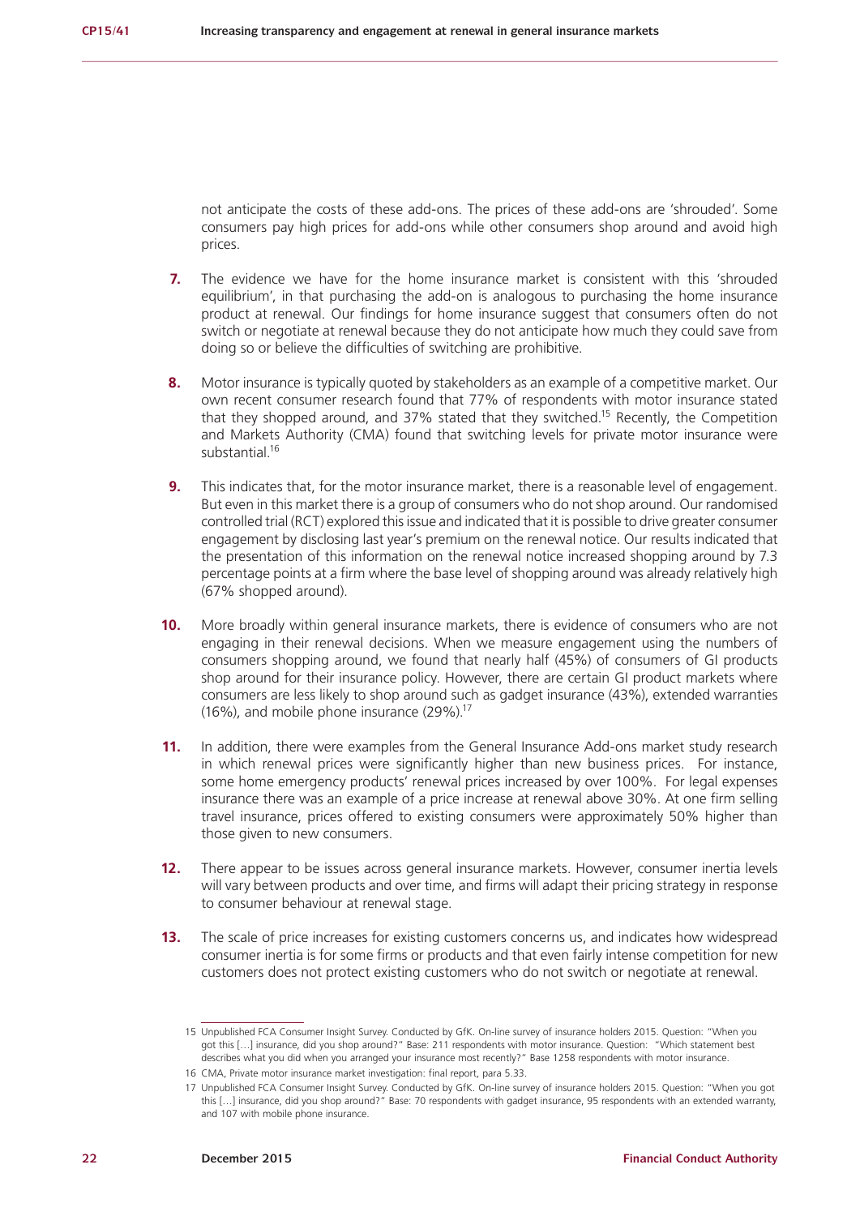not anticipate the costs of these add-ons. The prices of these add-ons are 'shrouded'. Some consumers pay high prices for add-ons while other consumers shop around and avoid high prices.

**7.** The evidence we have for the home insurance market is consistent with this 'shrouded equilibrium', in that purchasing the add-on is analogous to purchasing the home insurance product at renewal. Our findings for home insurance suggest that consumers often do not switch or negotiate at renewal because they do not anticipate how much they could save from doing so or believe the difficulties of switching are prohibitive.

**8.** Motor insurance is typically quoted by stakeholders as an example of a competitive market. Our own recent consumer research found that 77% of respondents with motor insurance stated that they shopped around, and 37% stated that they switched.[15] Recently, the Competition and Markets Authority (CMA) found that switching levels for private motor insurance were substantial.[16]

**9.** This indicates that, for the motor insurance market, there is a reasonable level of engagement. But even in this market there is a group of consumers who do not shop around. Our randomised controlled trial (RCT) explored this issue and indicated that it is possible to drive greater consumer engagement by disclosing last year's premium on the renewal notice. Our results indicated that the presentation of this information on the renewal notice increased shopping around by 7.3 percentage points at a firm where the base level of shopping around was already relatively high (67% shopped around).

**10.** More broadly within general insurance markets, there is evidence of consumers who are not engaging in their renewal decisions. When we measure engagement using the numbers of consumers shopping around, we found that nearly half (45%) of consumers of GI products shop around for their insurance policy. However, there are certain GI product markets where consumers are less likely to shop around such as gadget insurance (43%), extended warranties (16%), and mobile phone insurance (29%).[17]

**11.** In addition, there were examples from the General Insurance Add-ons market study research in which renewal prices were significantly higher than new business prices. For instance, some home emergency products' renewal prices increased by over 100%. For legal expenses insurance there was an example of a price increase at renewal above 30%. At one firm selling travel insurance, prices offered to existing consumers were approximately 50% higher than those given to new consumers.

**12.** There appear to be issues across general insurance markets. However, consumer inertia levels will vary between products and over time, and firms will adapt their pricing strategy in response to consumer behaviour at renewal stage.

**13.** The scale of price increases for existing customers concerns us, and indicates how widespread consumer inertia is for some firms or products and that even fairly intense competition for new customers does not protect existing customers who do not switch or negotiate at renewal.

---

15 Unpublished FCA Consumer Insight Survey. Conducted by GfK. On-line survey of insurance holders 2015. Question: "When you got this […] insurance, did you shop around?" Base: 211 respondents with motor insurance. Question: "Which statement best describes what you did when you arranged your insurance most recently?" Base 1258 respondents with motor insurance.

16 CMA, Private motor insurance market investigation: final report, para 5.33.

17 Unpublished FCA Consumer Insight Survey. Conducted by GfK. On-line survey of insurance holders 2015. Question: "When you got this […] insurance, did you shop around?" Base: 70 respondents with gadget insurance, 95 respondents with an extended warranty, and 107 with mobile phone insurance.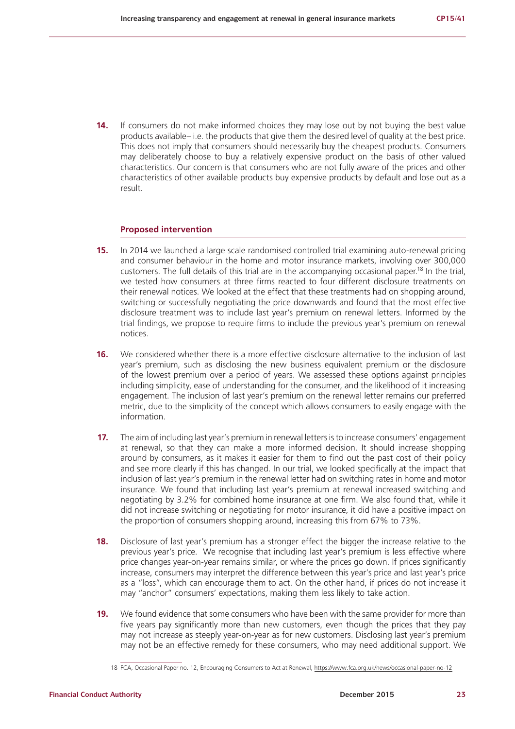**14.** If consumers do not make informed choices they may lose out by not buying the best value products available– i.e. the products that give them the desired level of quality at the best price. This does not imply that consumers should necessarily buy the cheapest products. Consumers may deliberately choose to buy a relatively expensive product on the basis of other valued characteristics. Our concern is that consumers who are not fully aware of the prices and other characteristics of other available products buy expensive products by default and lose out as a result.

### Proposed intervention

**15.** In 2014 we launched a large scale randomised controlled trial examining auto-renewal pricing and consumer behaviour in the home and motor insurance markets, involving over 300,000 customers. The full details of this trial are in the accompanying occasional paper.[18] In the trial, we tested how consumers at three firms reacted to four different disclosure treatments on their renewal notices. We looked at the effect that these treatments had on shopping around, switching or successfully negotiating the price downwards and found that the most effective disclosure treatment was to include last year's premium on renewal letters. Informed by the trial findings, we propose to require firms to include the previous year's premium on renewal notices.

**16.** We considered whether there is a more effective disclosure alternative to the inclusion of last year's premium, such as disclosing the new business equivalent premium or the disclosure of the lowest premium over a period of years. We assessed these options against principles including simplicity, ease of understanding for the consumer, and the likelihood of it increasing engagement. The inclusion of last year's premium on the renewal letter remains our preferred metric, due to the simplicity of the concept which allows consumers to easily engage with the information.

**17.** The aim of including last year's premium in renewal letters is to increase consumers' engagement at renewal, so that they can make a more informed decision. It should increase shopping around by consumers, as it makes it easier for them to find out the past cost of their policy and see more clearly if this has changed. In our trial, we looked specifically at the impact that inclusion of last year's premium in the renewal letter had on switching rates in home and motor insurance. We found that including last year's premium at renewal increased switching and negotiating by 3.2% for combined home insurance at one firm. We also found that, while it did not increase switching or negotiating for motor insurance, it did have a positive impact on the proportion of consumers shopping around, increasing this from 67% to 73%.

**18.** Disclosure of last year's premium has a stronger effect the bigger the increase relative to the previous year's price. We recognise that including last year's premium is less effective where price changes year-on-year remains similar, or where the prices go down. If prices significantly increase, consumers may interpret the difference between this year's price and last year's price as a "loss", which can encourage them to act. On the other hand, if prices do not increase it may "anchor" consumers' expectations, making them less likely to take action.

**19.** We found evidence that some consumers who have been with the same provider for more than five years pay significantly more than new customers, even though the prices that they pay may not increase as steeply year-on-year as for new customers. Disclosing last year's premium may not be an effective remedy for these consumers, who may need additional support. We

---

18 FCA, Occasional Paper no. 12, Encouraging Consumers to Act at Renewal, https://www.fca.org.uk/news/occasional-paper-no-12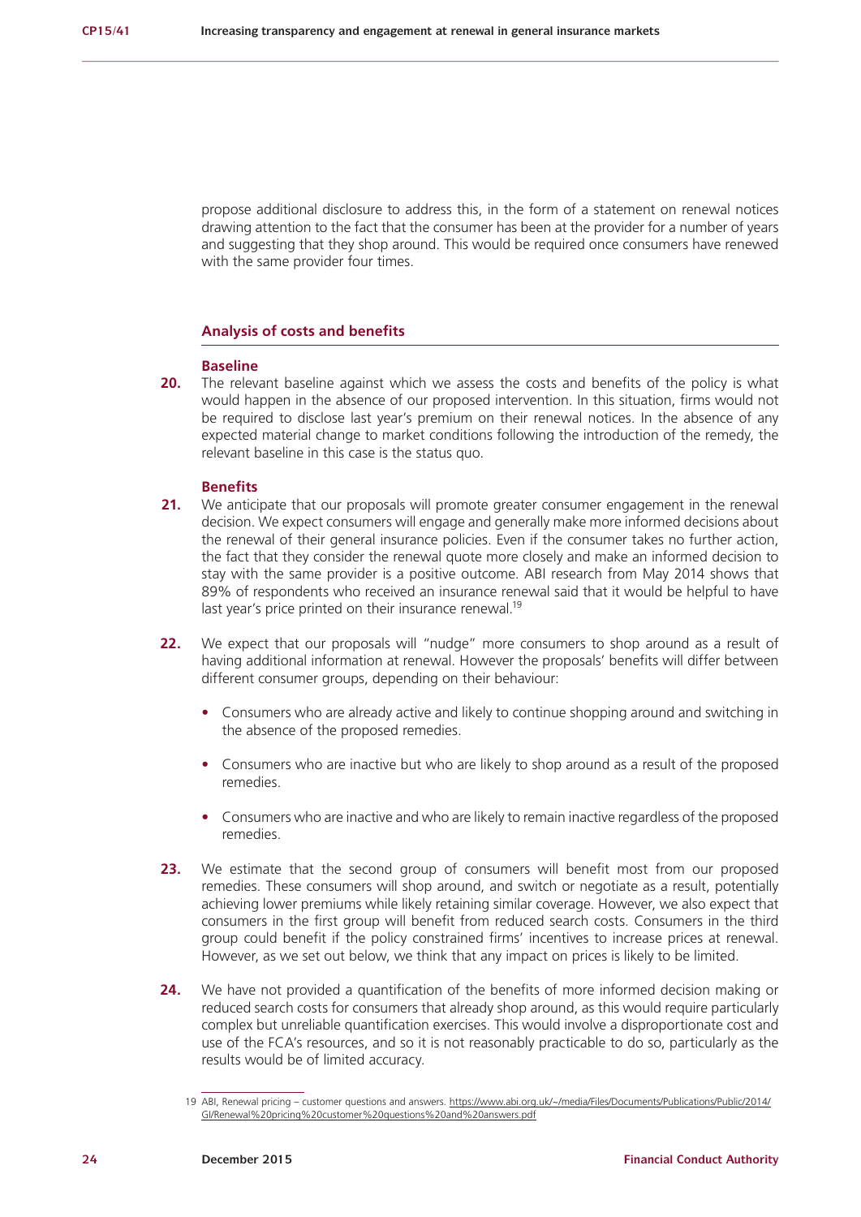propose additional disclosure to address this, in the form of a statement on renewal notices drawing attention to the fact that the consumer has been at the provider for a number of years and suggesting that they shop around. This would be required once consumers have renewed with the same provider four times.

### Analysis of costs and benefits

#### Baseline

**20.** The relevant baseline against which we assess the costs and benefits of the policy is what would happen in the absence of our proposed intervention. In this situation, firms would not be required to disclose last year's premium on their renewal notices. In the absence of any expected material change to market conditions following the introduction of the remedy, the relevant baseline in this case is the status quo.

#### Benefits

**21.** We anticipate that our proposals will promote greater consumer engagement in the renewal decision. We expect consumers will engage and generally make more informed decisions about the renewal of their general insurance policies. Even if the consumer takes no further action, the fact that they consider the renewal quote more closely and make an informed decision to stay with the same provider is a positive outcome. ABI research from May 2014 shows that 89% of respondents who received an insurance renewal said that it would be helpful to have last year's price printed on their insurance renewal.[19]

**22.** We expect that our proposals will "nudge" more consumers to shop around as a result of having additional information at renewal. However the proposals' benefits will differ between different consumer groups, depending on their behaviour:

- Consumers who are already active and likely to continue shopping around and switching in the absence of the proposed remedies.
- Consumers who are inactive but who are likely to shop around as a result of the proposed remedies.
- Consumers who are inactive and who are likely to remain inactive regardless of the proposed remedies.

**23.** We estimate that the second group of consumers will benefit most from our proposed remedies. These consumers will shop around, and switch or negotiate as a result, potentially achieving lower premiums while likely retaining similar coverage. However, we also expect that consumers in the first group will benefit from reduced search costs. Consumers in the third group could benefit if the policy constrained firms' incentives to increase prices at renewal. However, as we set out below, we think that any impact on prices is likely to be limited.

**24.** We have not provided a quantification of the benefits of more informed decision making or reduced search costs for consumers that already shop around, as this would require particularly complex but unreliable quantification exercises. This would involve a disproportionate cost and use of the FCA's resources, and so it is not reasonably practicable to do so, particularly as the results would be of limited accuracy.

---

19 ABI, Renewal pricing – customer questions and answers. https://www.abi.org.uk/~/media/Files/Documents/Publications/Public/2014/GI/Renewal%20pricing%20customer%20questions%20and%20answers.pdf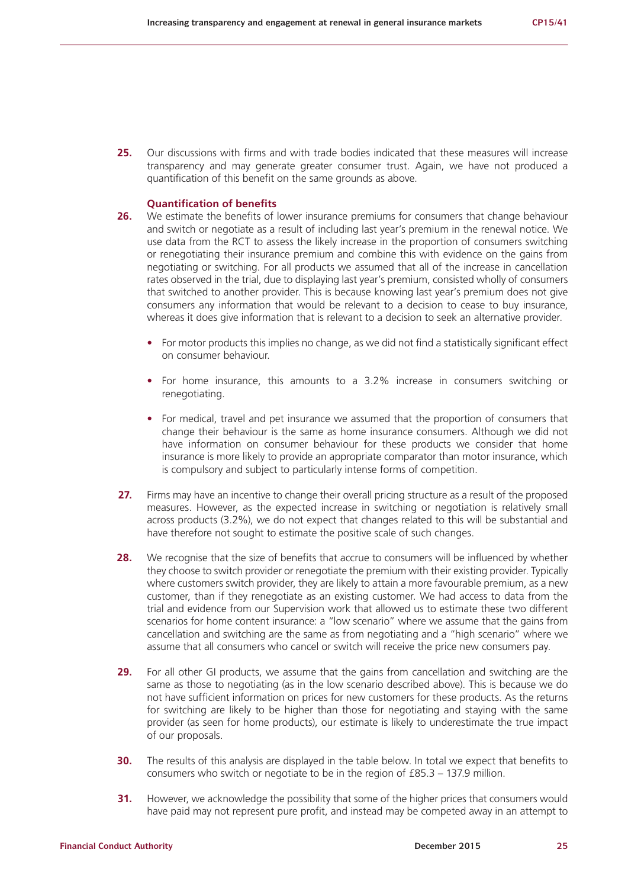**25.** Our discussions with firms and with trade bodies indicated that these measures will increase transparency and may generate greater consumer trust. Again, we have not produced a quantification of this benefit on the same grounds as above.

### Quantification of benefits

**26.** We estimate the benefits of lower insurance premiums for consumers that change behaviour and switch or negotiate as a result of including last year's premium in the renewal notice. We use data from the RCT to assess the likely increase in the proportion of consumers switching or renegotiating their insurance premium and combine this with evidence on the gains from negotiating or switching. For all products we assumed that all of the increase in cancellation rates observed in the trial, due to displaying last year's premium, consisted wholly of consumers that switched to another provider. This is because knowing last year's premium does not give consumers any information that would be relevant to a decision to cease to buy insurance, whereas it does give information that is relevant to a decision to seek an alternative provider.

- For motor products this implies no change, as we did not find a statistically significant effect on consumer behaviour.
- For home insurance, this amounts to a 3.2% increase in consumers switching or renegotiating.
- For medical, travel and pet insurance we assumed that the proportion of consumers that change their behaviour is the same as home insurance consumers. Although we did not have information on consumer behaviour for these products we consider that home insurance is more likely to provide an appropriate comparator than motor insurance, which is compulsory and subject to particularly intense forms of competition.

**27.** Firms may have an incentive to change their overall pricing structure as a result of the proposed measures. However, as the expected increase in switching or negotiation is relatively small across products (3.2%), we do not expect that changes related to this will be substantial and have therefore not sought to estimate the positive scale of such changes.

**28.** We recognise that the size of benefits that accrue to consumers will be influenced by whether they choose to switch provider or renegotiate the premium with their existing provider. Typically where customers switch provider, they are likely to attain a more favourable premium, as a new customer, than if they renegotiate as an existing customer. We had access to data from the trial and evidence from our Supervision work that allowed us to estimate these two different scenarios for home content insurance: a "low scenario" where we assume that the gains from cancellation and switching are the same as from negotiating and a "high scenario" where we assume that all consumers who cancel or switch will receive the price new consumers pay.

**29.** For all other GI products, we assume that the gains from cancellation and switching are the same as those to negotiating (as in the low scenario described above). This is because we do not have sufficient information on prices for new customers for these products. As the returns for switching are likely to be higher than those for negotiating and staying with the same provider (as seen for home products), our estimate is likely to underestimate the true impact of our proposals.

**30.** The results of this analysis are displayed in the table below. In total we expect that benefits to consumers who switch or negotiate to be in the region of £85.3 – 137.9 million.

**31.** However, we acknowledge the possibility that some of the higher prices that consumers would have paid may not represent pure profit, and instead may be competed away in an attempt to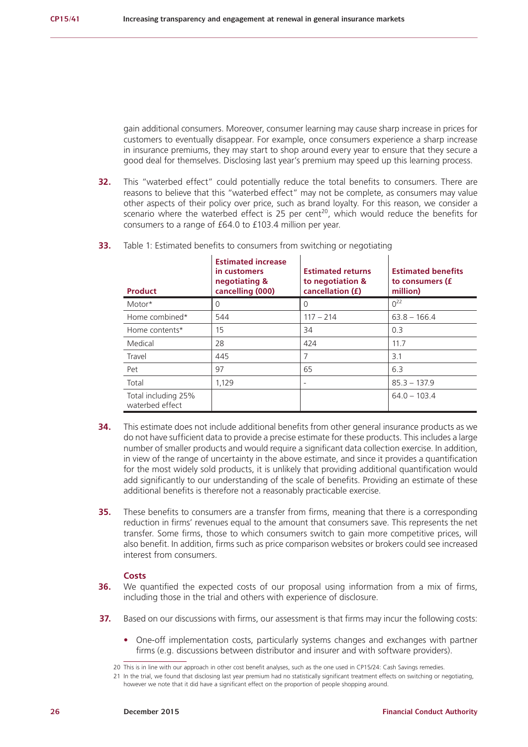gain additional consumers. Moreover, consumer learning may cause sharp increase in prices for customers to eventually disappear. For example, once consumers experience a sharp increase in insurance premiums, they may start to shop around every year to ensure that they secure a good deal for themselves. Disclosing last year's premium may speed up this learning process.

**32.** This "waterbed effect" could potentially reduce the total benefits to consumers. There are reasons to believe that this "waterbed effect" may not be complete, as consumers may value other aspects of their policy over price, such as brand loyalty. For this reason, we consider a scenario where the waterbed effect is 25 per cent[20], which would reduce the benefits for consumers to a range of £64.0 to £103.4 million per year.

**33.** Table 1: Estimated benefits to consumers from switching or negotiating

| Product | Estimated increase in customers negotiating & cancelling (000) | Estimated returns to negotiation & cancellation (£) | Estimated benefits to consumers (£ million) |
|---|---|---|---|
| Motor* | 0 | 0 | 0[22] |
| Home combined* | 544 | 117 – 214 | 63.8 – 166.4 |
| Home contents* | 15 | 34 | 0.3 |
| Medical | 28 | 424 | 11.7 |
| Travel | 445 | 7 | 3.1 |
| Pet | 97 | 65 | 6.3 |
| Total | 1,129 | - | 85.3 – 137.9 |
| Total including 25% waterbed effect | | | 64.0 – 103.4 |

**34.** This estimate does not include additional benefits from other general insurance products as we do not have sufficient data to provide a precise estimate for these products. This includes a large number of smaller products and would require a significant data collection exercise. In addition, in view of the range of uncertainty in the above estimate, and since it provides a quantification for the most widely sold products, it is unlikely that providing additional quantification would add significantly to our understanding of the scale of benefits. Providing an estimate of these additional benefits is therefore not a reasonably practicable exercise.

**35.** These benefits to consumers are a transfer from firms, meaning that there is a corresponding reduction in firms' revenues equal to the amount that consumers save. This represents the net transfer. Some firms, those to which consumers switch to gain more competitive prices, will also benefit. In addition, firms such as price comparison websites or brokers could see increased interest from consumers.

### Costs

**36.** We quantified the expected costs of our proposal using information from a mix of firms, including those in the trial and others with experience of disclosure.

**37.** Based on our discussions with firms, our assessment is that firms may incur the following costs:

- One-off implementation costs, particularly systems changes and exchanges with partner firms (e.g. discussions between distributor and insurer and with software providers).

---

20 This is in line with our approach in other cost benefit analyses, such as the one used in CP15/24: Cash Savings remedies.

21 In the trial, we found that disclosing last year premium had no statistically significant treatment effects on switching or negotiating, however we note that it did have a significant effect on the proportion of people shopping around.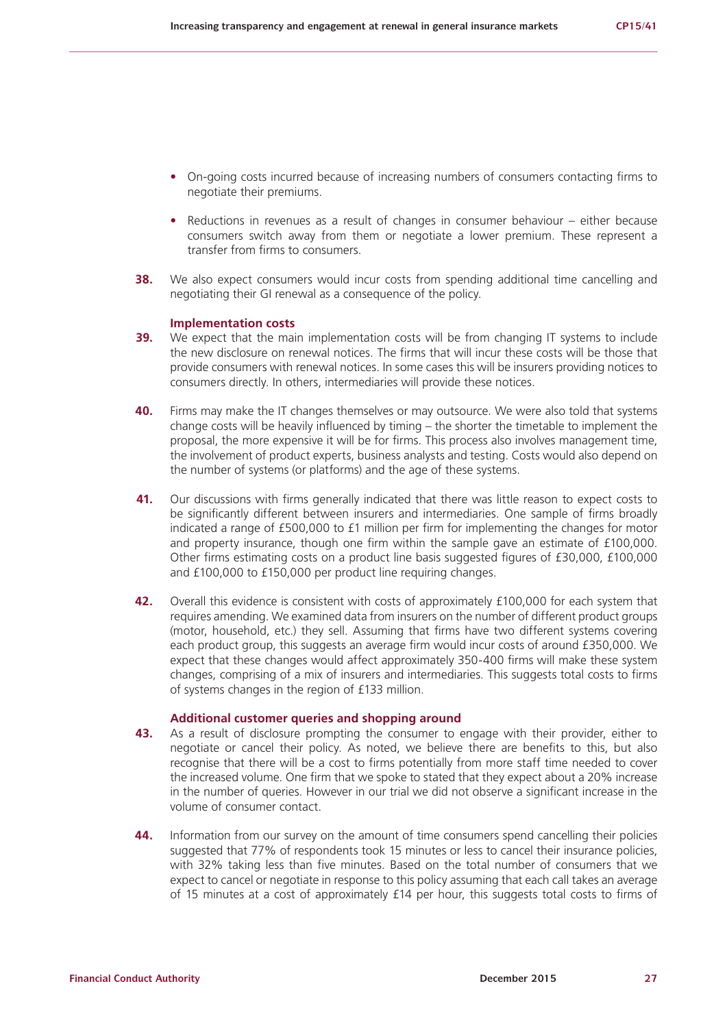- On-going costs incurred because of increasing numbers of consumers contacting firms to negotiate their premiums.

- Reductions in revenues as a result of changes in consumer behaviour – either because consumers switch away from them or negotiate a lower premium. These represent a transfer from firms to consumers.

**38.** We also expect consumers would incur costs from spending additional time cancelling and negotiating their GI renewal as a consequence of the policy.

#### Implementation costs

**39.** We expect that the main implementation costs will be from changing IT systems to include the new disclosure on renewal notices. The firms that will incur these costs will be those that provide consumers with renewal notices. In some cases this will be insurers providing notices to consumers directly. In others, intermediaries will provide these notices.

**40.** Firms may make the IT changes themselves or may outsource. We were also told that systems change costs will be heavily influenced by timing – the shorter the timetable to implement the proposal, the more expensive it will be for firms. This process also involves management time, the involvement of product experts, business analysts and testing. Costs would also depend on the number of systems (or platforms) and the age of these systems.

**41.** Our discussions with firms generally indicated that there was little reason to expect costs to be significantly different between insurers and intermediaries. One sample of firms broadly indicated a range of £500,000 to £1 million per firm for implementing the changes for motor and property insurance, though one firm within the sample gave an estimate of £100,000. Other firms estimating costs on a product line basis suggested figures of £30,000, £100,000 and £100,000 to £150,000 per product line requiring changes.

**42.** Overall this evidence is consistent with costs of approximately £100,000 for each system that requires amending. We examined data from insurers on the number of different product groups (motor, household, etc.) they sell. Assuming that firms have two different systems covering each product group, this suggests an average firm would incur costs of around £350,000. We expect that these changes would affect approximately 350-400 firms will make these system changes, comprising of a mix of insurers and intermediaries. This suggests total costs to firms of systems changes in the region of £133 million.

#### Additional customer queries and shopping around

**43.** As a result of disclosure prompting the consumer to engage with their provider, either to negotiate or cancel their policy. As noted, we believe there are benefits to this, but also recognise that there will be a cost to firms potentially from more staff time needed to cover the increased volume. One firm that we spoke to stated that they expect about a 20% increase in the number of queries. However in our trial we did not observe a significant increase in the volume of consumer contact.

**44.** Information from our survey on the amount of time consumers spend cancelling their policies suggested that 77% of respondents took 15 minutes or less to cancel their insurance policies, with 32% taking less than five minutes. Based on the total number of consumers that we expect to cancel or negotiate in response to this policy assuming that each call takes an average of 15 minutes at a cost of approximately £14 per hour, this suggests total costs to firms of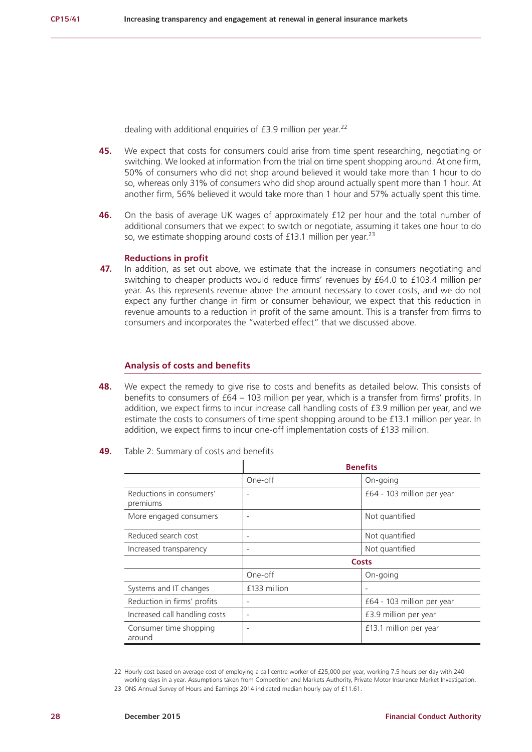dealing with additional enquiries of £3.9 million per year.[22]

**45.** We expect that costs for consumers could arise from time spent researching, negotiating or switching. We looked at information from the trial on time spent shopping around. At one firm, 50% of consumers who did not shop around believed it would take more than 1 hour to do so, whereas only 31% of consumers who did shop around actually spent more than 1 hour. At another firm, 56% believed it would take more than 1 hour and 57% actually spent this time.

**46.** On the basis of average UK wages of approximately £12 per hour and the total number of additional consumers that we expect to switch or negotiate, assuming it takes one hour to do so, we estimate shopping around costs of £13.1 million per year.[23]

#### Reductions in profit

**47.** In addition, as set out above, we estimate that the increase in consumers negotiating and switching to cheaper products would reduce firms' revenues by £64.0 to £103.4 million per year. As this represents revenue above the amount necessary to cover costs, and we do not expect any further change in firm or consumer behaviour, we expect that this reduction in revenue amounts to a reduction in profit of the same amount. This is a transfer from firms to consumers and incorporates the "waterbed effect" that we discussed above.

### Analysis of costs and benefits

**48.** We expect the remedy to give rise to costs and benefits as detailed below. This consists of benefits to consumers of £64 – 103 million per year, which is a transfer from firms' profits. In addition, we expect firms to incur increase call handling costs of £3.9 million per year, and we estimate the costs to consumers of time spent shopping around to be £13.1 million per year. In addition, we expect firms to incur one-off implementation costs of £133 million.

**49.** Table 2: Summary of costs and benefits

| | **Benefits** | |
|---|---|---|
| | One-off | On-going |
| Reductions in consumers' premiums | - | £64 - 103 million per year |
| More engaged consumers | - | Not quantified |
| Reduced search cost | - | Not quantified |
| Increased transparency | - | Not quantified |
| | **Costs** | |
| | One-off | On-going |
| Systems and IT changes | £133 million | - |
| Reduction in firms' profits | - | £64 - 103 million per year |
| Increased call handling costs | - | £3.9 million per year |
| Consumer time shopping around | - | £13.1 million per year |

22 Hourly cost based on average cost of employing a call centre worker of £25,000 per year, working 7.5 hours per day with 240 working days in a year. Assumptions taken from Competition and Markets Authority, Private Motor Insurance Market Investigation.

23 ONS Annual Survey of Hours and Earnings 2014 indicated median hourly pay of £11.61.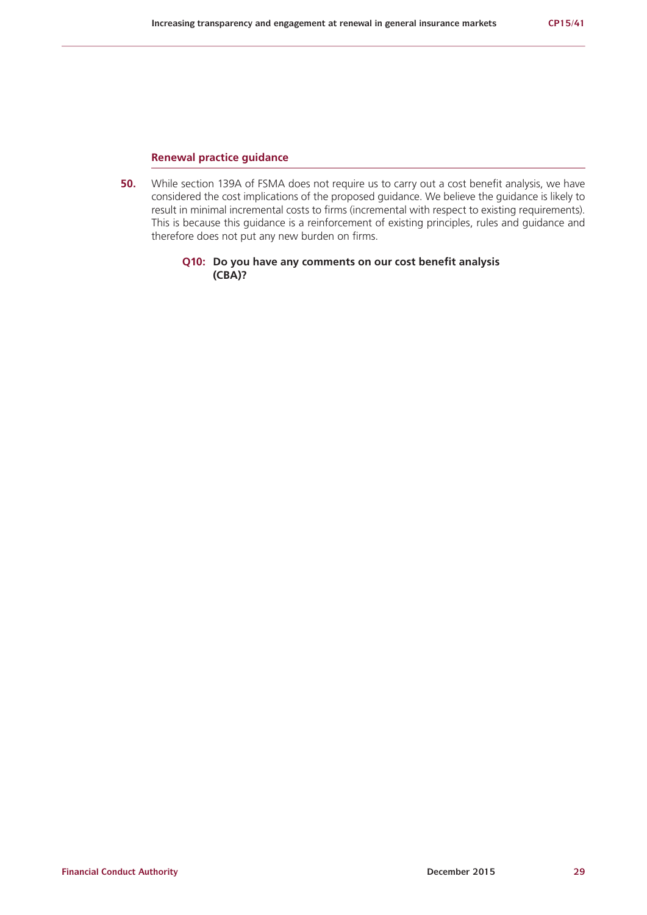### Renewal practice guidance

**50.** While section 139A of FSMA does not require us to carry out a cost benefit analysis, we have considered the cost implications of the proposed guidance. We believe the guidance is likely to result in minimal incremental costs to firms (incremental with respect to existing requirements). This is because this guidance is a reinforcement of existing principles, rules and guidance and therefore does not put any new burden on firms.

> **Q10: Do you have any comments on our cost benefit analysis (CBA)?**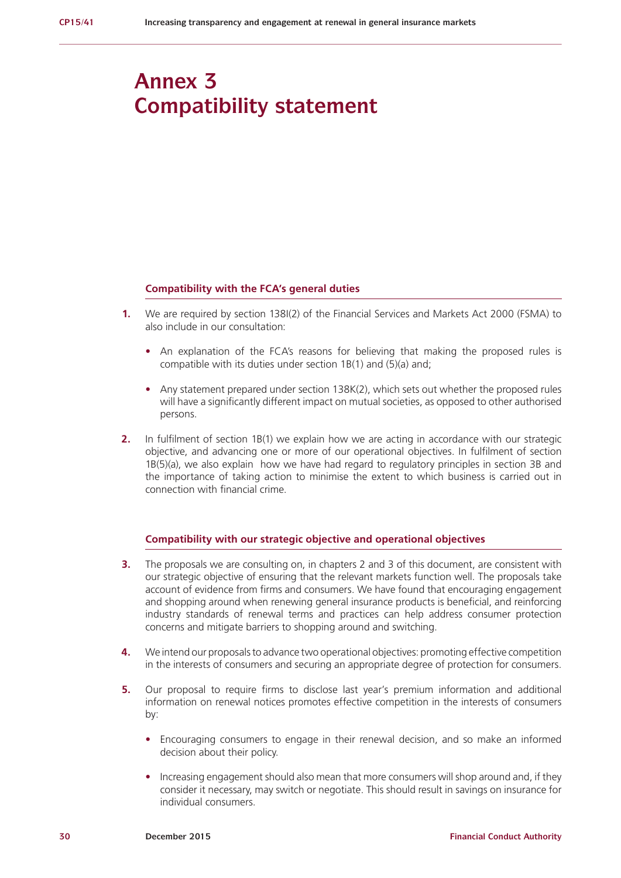# Annex 3
# Compatibility statement

### Compatibility with the FCA's general duties

**1.** We are required by section 138I(2) of the Financial Services and Markets Act 2000 (FSMA) to also include in our consultation:

- An explanation of the FCA's reasons for believing that making the proposed rules is compatible with its duties under section 1B(1) and (5)(a) and;
- Any statement prepared under section 138K(2), which sets out whether the proposed rules will have a significantly different impact on mutual societies, as opposed to other authorised persons.

**2.** In fulfilment of section 1B(1) we explain how we are acting in accordance with our strategic objective, and advancing one or more of our operational objectives. In fulfilment of section 1B(5)(a), we also explain how we have had regard to regulatory principles in section 3B and the importance of taking action to minimise the extent to which business is carried out in connection with financial crime.

### Compatibility with our strategic objective and operational objectives

**3.** The proposals we are consulting on, in chapters 2 and 3 of this document, are consistent with our strategic objective of ensuring that the relevant markets function well. The proposals take account of evidence from firms and consumers. We have found that encouraging engagement and shopping around when renewing general insurance products is beneficial, and reinforcing industry standards of renewal terms and practices can help address consumer protection concerns and mitigate barriers to shopping around and switching.

**4.** We intend our proposals to advance two operational objectives: promoting effective competition in the interests of consumers and securing an appropriate degree of protection for consumers.

**5.** Our proposal to require firms to disclose last year's premium information and additional information on renewal notices promotes effective competition in the interests of consumers by:

- Encouraging consumers to engage in their renewal decision, and so make an informed decision about their policy.
- Increasing engagement should also mean that more consumers will shop around and, if they consider it necessary, may switch or negotiate. This should result in savings on insurance for individual consumers.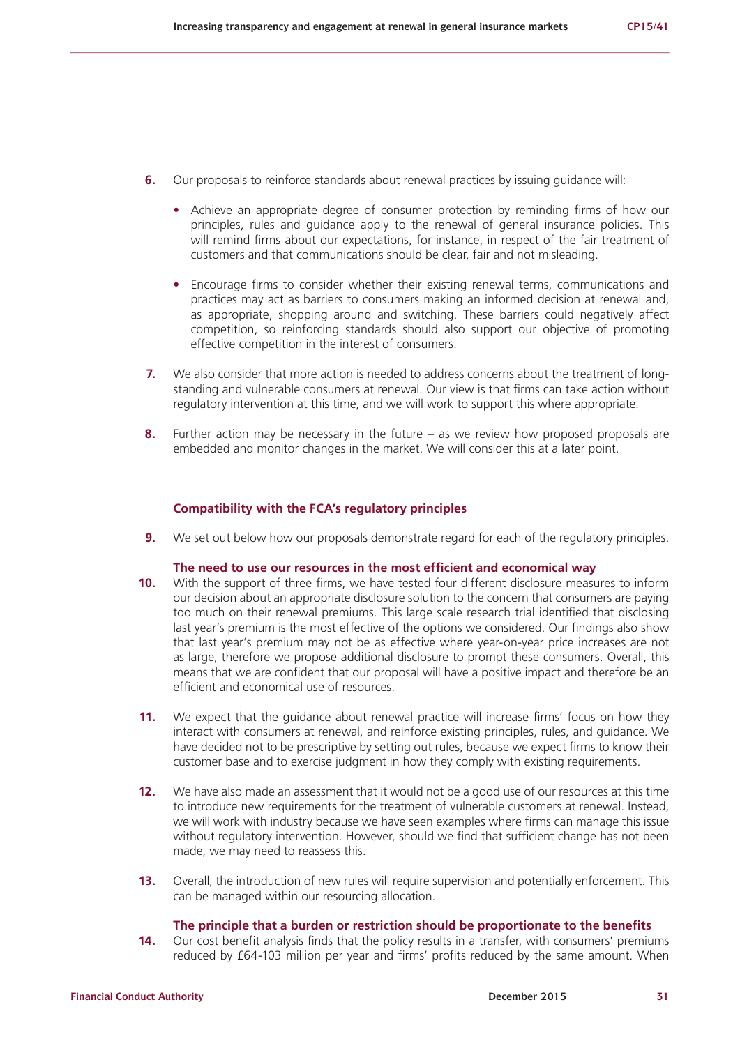6. Our proposals to reinforce standards about renewal practices by issuing guidance will:

   - Achieve an appropriate degree of consumer protection by reminding firms of how our principles, rules and guidance apply to the renewal of general insurance policies. This will remind firms about our expectations, for instance, in respect of the fair treatment of customers and that communications should be clear, fair and not misleading.
   - Encourage firms to consider whether their existing renewal terms, communications and practices may act as barriers to consumers making an informed decision at renewal and, as appropriate, shopping around and switching. These barriers could negatively affect competition, so reinforcing standards should also support our objective of promoting effective competition in the interest of consumers.

7. We also consider that more action is needed to address concerns about the treatment of long-standing and vulnerable consumers at renewal. Our view is that firms can take action without regulatory intervention at this time, and we will work to support this where appropriate.

8. Further action may be necessary in the future – as we review how proposed proposals are embedded and monitor changes in the market. We will consider this at a later point.

## Compatibility with the FCA's regulatory principles

9. We set out below how our proposals demonstrate regard for each of the regulatory principles.

### The need to use our resources in the most efficient and economical way

10. With the support of three firms, we have tested four different disclosure measures to inform our decision about an appropriate disclosure solution to the concern that consumers are paying too much on their renewal premiums. This large scale research trial identified that disclosing last year's premium is the most effective of the options we considered. Our findings also show that last year's premium may not be as effective where year-on-year price increases are not as large, therefore we propose additional disclosure to prompt these consumers. Overall, this means that we are confident that our proposal will have a positive impact and therefore be an efficient and economical use of resources.

11. We expect that the guidance about renewal practice will increase firms' focus on how they interact with consumers at renewal, and reinforce existing principles, rules, and guidance. We have decided not to be prescriptive by setting out rules, because we expect firms to know their customer base and to exercise judgment in how they comply with existing requirements.

12. We have also made an assessment that it would not be a good use of our resources at this time to introduce new requirements for the treatment of vulnerable customers at renewal. Instead, we will work with industry because we have seen examples where firms can manage this issue without regulatory intervention. However, should we find that sufficient change has not been made, we may need to reassess this.

13. Overall, the introduction of new rules will require supervision and potentially enforcement. This can be managed within our resourcing allocation.

### The principle that a burden or restriction should be proportionate to the benefits

14. Our cost benefit analysis finds that the policy results in a transfer, with consumers' premiums reduced by £64-103 million per year and firms' profits reduced by the same amount. When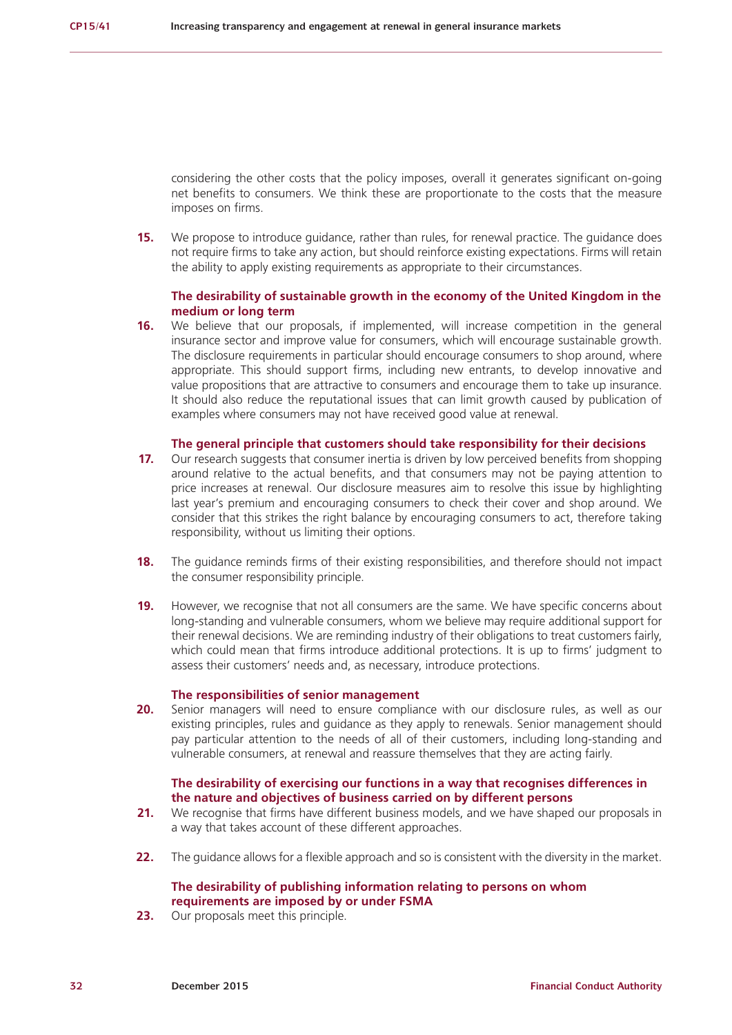considering the other costs that the policy imposes, overall it generates significant on-going net benefits to consumers. We think these are proportionate to the costs that the measure imposes on firms.

**15.** We propose to introduce guidance, rather than rules, for renewal practice. The guidance does not require firms to take any action, but should reinforce existing expectations. Firms will retain the ability to apply existing requirements as appropriate to their circumstances.

**The desirability of sustainable growth in the economy of the United Kingdom in the medium or long term**

**16.** We believe that our proposals, if implemented, will increase competition in the general insurance sector and improve value for consumers, which will encourage sustainable growth. The disclosure requirements in particular should encourage consumers to shop around, where appropriate. This should support firms, including new entrants, to develop innovative and value propositions that are attractive to consumers and encourage them to take up insurance. It should also reduce the reputational issues that can limit growth caused by publication of examples where consumers may not have received good value at renewal.

**The general principle that customers should take responsibility for their decisions**

**17.** Our research suggests that consumer inertia is driven by low perceived benefits from shopping around relative to the actual benefits, and that consumers may not be paying attention to price increases at renewal. Our disclosure measures aim to resolve this issue by highlighting last year's premium and encouraging consumers to check their cover and shop around. We consider that this strikes the right balance by encouraging consumers to act, therefore taking responsibility, without us limiting their options.

**18.** The guidance reminds firms of their existing responsibilities, and therefore should not impact the consumer responsibility principle.

**19.** However, we recognise that not all consumers are the same. We have specific concerns about long-standing and vulnerable consumers, whom we believe may require additional support for their renewal decisions. We are reminding industry of their obligations to treat customers fairly, which could mean that firms introduce additional protections. It is up to firms' judgment to assess their customers' needs and, as necessary, introduce protections.

**The responsibilities of senior management**

**20.** Senior managers will need to ensure compliance with our disclosure rules, as well as our existing principles, rules and guidance as they apply to renewals. Senior management should pay particular attention to the needs of all of their customers, including long-standing and vulnerable consumers, at renewal and reassure themselves that they are acting fairly.

**The desirability of exercising our functions in a way that recognises differences in the nature and objectives of business carried on by different persons**

**21.** We recognise that firms have different business models, and we have shaped our proposals in a way that takes account of these different approaches.

**22.** The guidance allows for a flexible approach and so is consistent with the diversity in the market.

**The desirability of publishing information relating to persons on whom requirements are imposed by or under FSMA**

**23.** Our proposals meet this principle.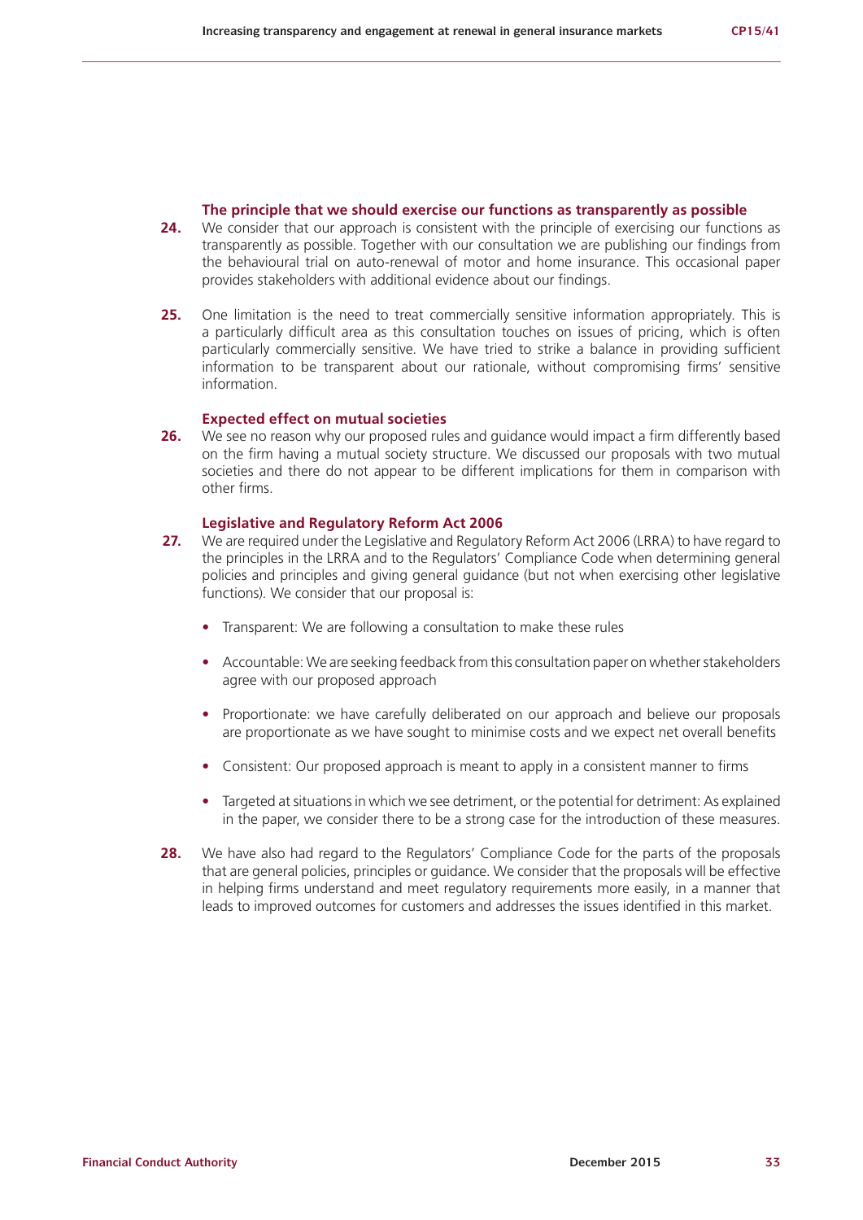### The principle that we should exercise our functions as transparently as possible

**24.** We consider that our approach is consistent with the principle of exercising our functions as transparently as possible. Together with our consultation we are publishing our findings from the behavioural trial on auto-renewal of motor and home insurance. This occasional paper provides stakeholders with additional evidence about our findings.

**25.** One limitation is the need to treat commercially sensitive information appropriately. This is a particularly difficult area as this consultation touches on issues of pricing, which is often particularly commercially sensitive. We have tried to strike a balance in providing sufficient information to be transparent about our rationale, without compromising firms' sensitive information.

### Expected effect on mutual societies

**26.** We see no reason why our proposed rules and guidance would impact a firm differently based on the firm having a mutual society structure. We discussed our proposals with two mutual societies and there do not appear to be different implications for them in comparison with other firms.

### Legislative and Regulatory Reform Act 2006

**27.** We are required under the Legislative and Regulatory Reform Act 2006 (LRRA) to have regard to the principles in the LRRA and to the Regulators' Compliance Code when determining general policies and principles and giving general guidance (but not when exercising other legislative functions). We consider that our proposal is:

- Transparent: We are following a consultation to make these rules
- Accountable: We are seeking feedback from this consultation paper on whether stakeholders agree with our proposed approach
- Proportionate: we have carefully deliberated on our approach and believe our proposals are proportionate as we have sought to minimise costs and we expect net overall benefits
- Consistent: Our proposed approach is meant to apply in a consistent manner to firms
- Targeted at situations in which we see detriment, or the potential for detriment: As explained in the paper, we consider there to be a strong case for the introduction of these measures.

**28.** We have also had regard to the Regulators' Compliance Code for the parts of the proposals that are general policies, principles or guidance. We consider that the proposals will be effective in helping firms understand and meet regulatory requirements more easily, in a manner that leads to improved outcomes for customers and addresses the issues identified in this market.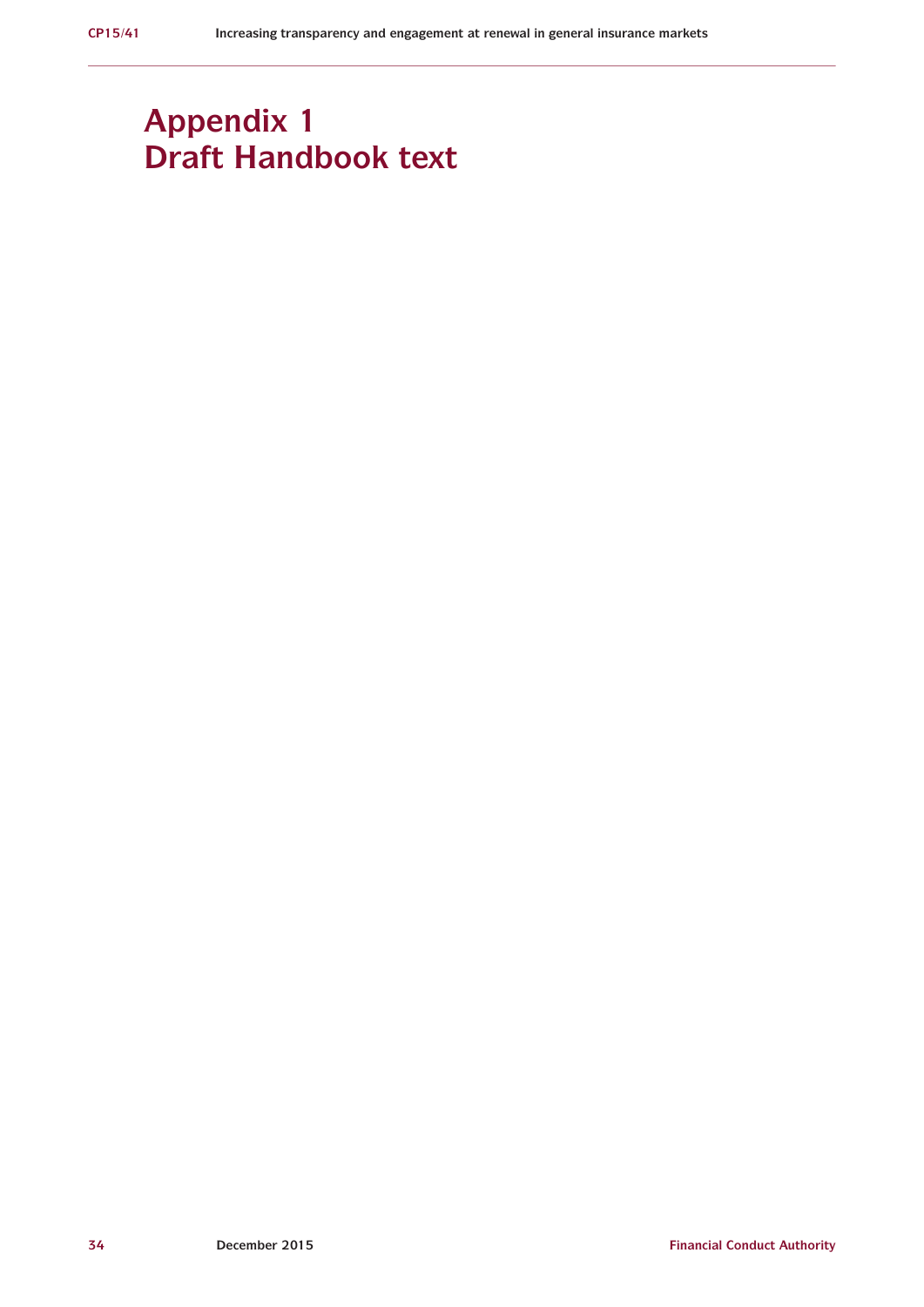# Appendix 1
# Draft Handbook text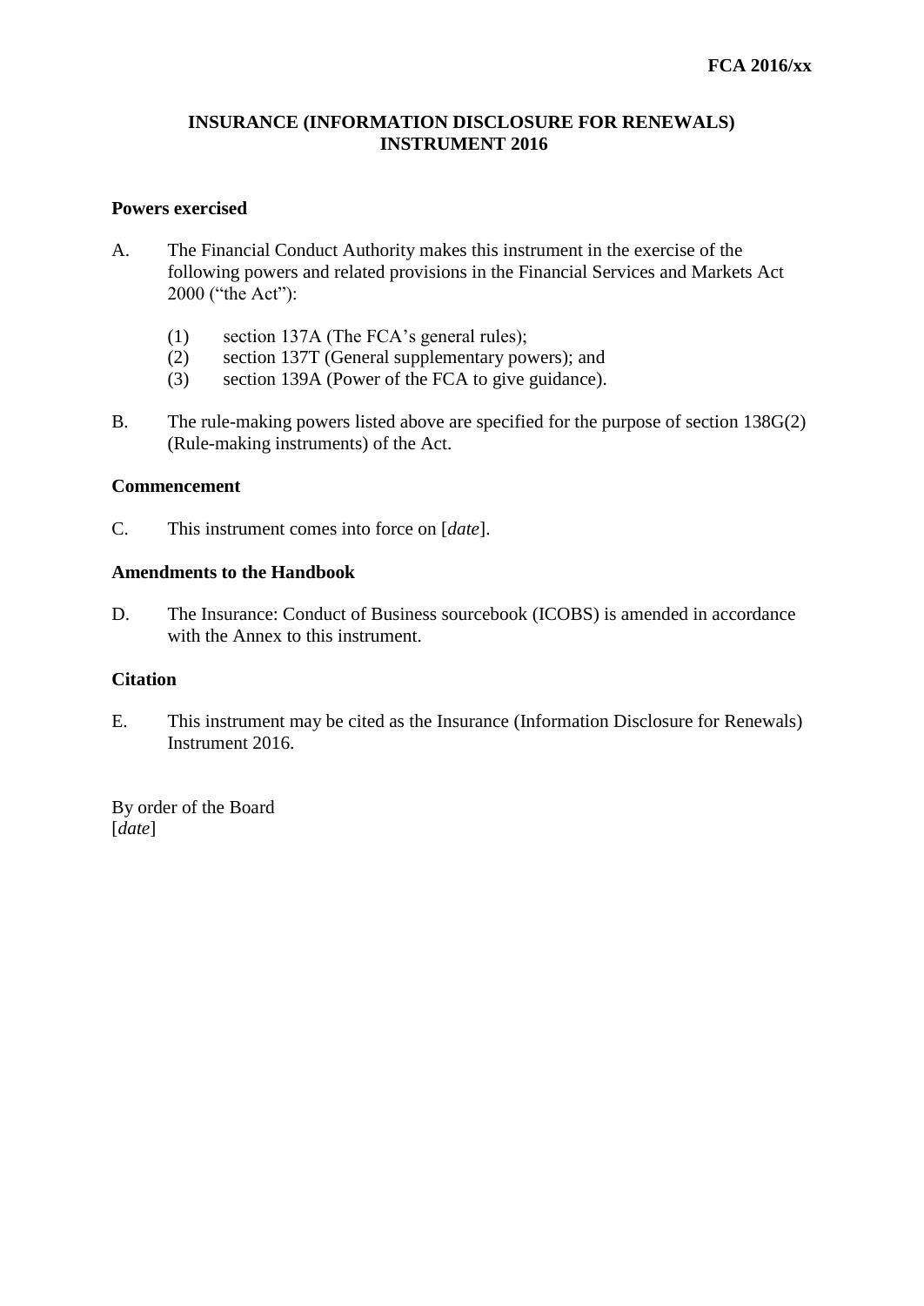**FCA 2016/xx**

# INSURANCE (INFORMATION DISCLOSURE FOR RENEWALS) INSTRUMENT 2016

## Powers exercised

A. The Financial Conduct Authority makes this instrument in the exercise of the following powers and related provisions in the Financial Services and Markets Act 2000 ("the Act"):

   (1) section 137A (The FCA's general rules);
   (2) section 137T (General supplementary powers); and
   (3) section 139A (Power of the FCA to give guidance).

B. The rule-making powers listed above are specified for the purpose of section 138G(2) (Rule-making instruments) of the Act.

## Commencement

C. This instrument comes into force on [*date*].

## Amendments to the Handbook

D. The Insurance: Conduct of Business sourcebook (ICOBS) is amended in accordance with the Annex to this instrument.

## Citation

E. This instrument may be cited as the Insurance (Information Disclosure for Renewals) Instrument 2016.

By order of the Board
[*date*]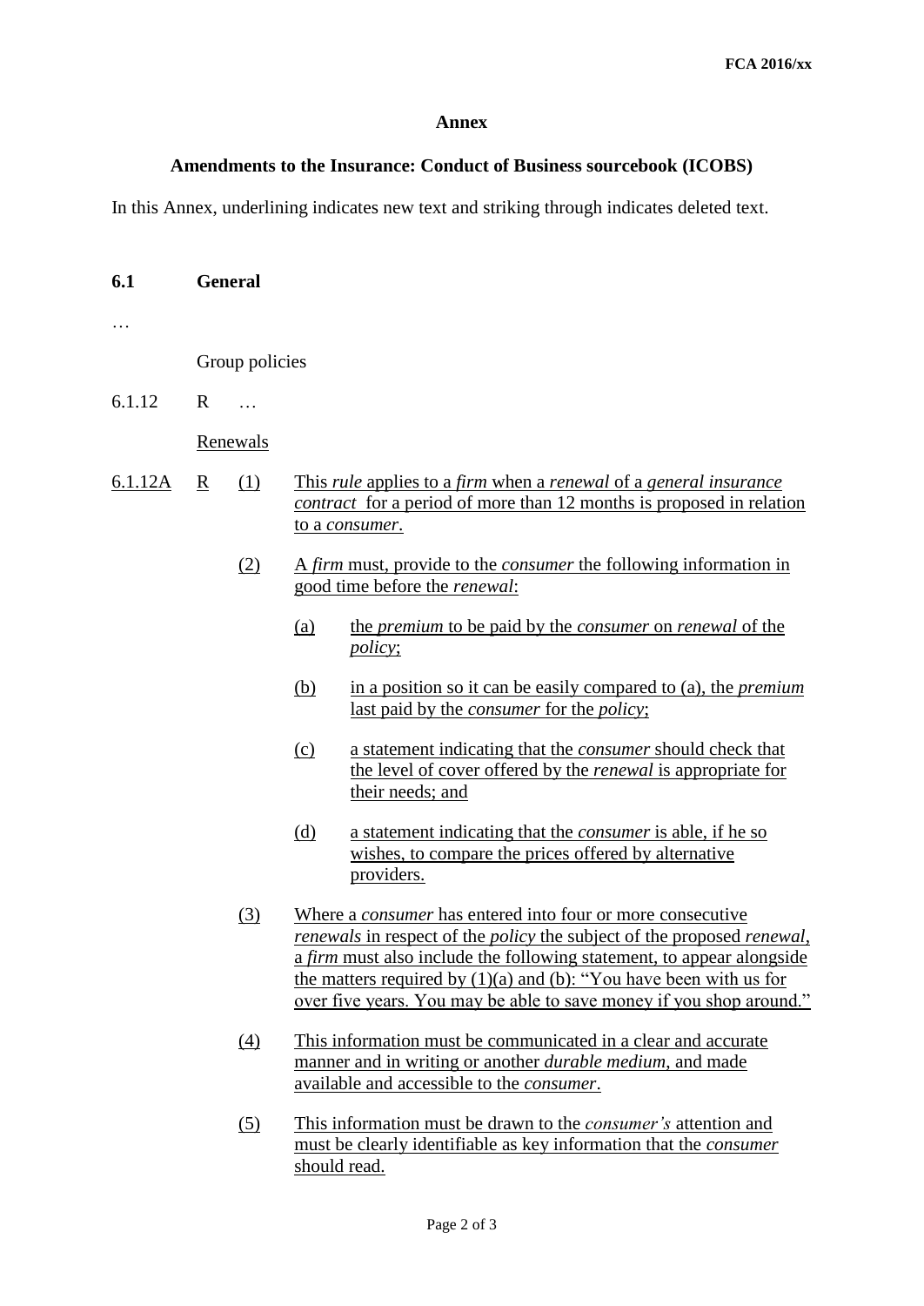**Annex**

**Amendments to the Insurance: Conduct of Business sourcebook (ICOBS)**

In this Annex, underlining indicates new text and striking through indicates deleted text.

**6.1 General**

…

Group policies

6.1.12 R …

Renewals

6.1.12A R (1) This *rule* applies to a *firm* when a *renewal* of a *general insurance contract* for a period of more than 12 months is proposed in relation to a *consumer*.

(2) A *firm* must, provide to the *consumer* the following information in good time before the *renewal*:

(a) the *premium* to be paid by the *consumer* on *renewal* of the *policy*;

(b) in a position so it can be easily compared to (a), the *premium* last paid by the *consumer* for the *policy*;

(c) a statement indicating that the *consumer* should check that the level of cover offered by the *renewal* is appropriate for their needs; and

(d) a statement indicating that the *consumer* is able, if he so wishes, to compare the prices offered by alternative providers.

(3) Where a *consumer* has entered into four or more consecutive *renewals* in respect of the *policy* the subject of the proposed *renewal*, a *firm* must also include the following statement, to appear alongside the matters required by (1)(a) and (b): "You have been with us for over five years. You may be able to save money if you shop around."

(4) This information must be communicated in a clear and accurate manner and in writing or another *durable medium*, and made available and accessible to the *consumer*.

(5) This information must be drawn to the *consumer's* attention and must be clearly identifiable as key information that the *consumer* should read.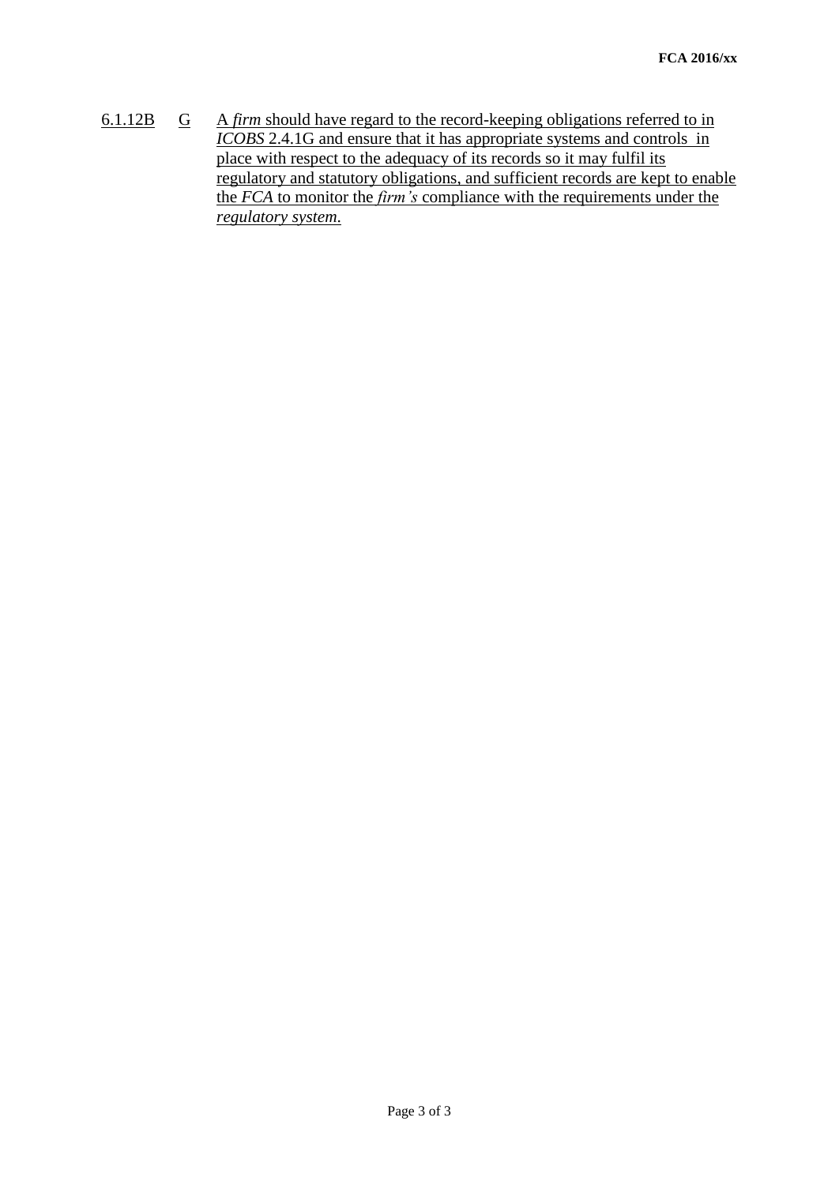6.1.12B G A *firm* should have regard to the record-keeping obligations referred to in *ICOBS* 2.4.1G and ensure that it has appropriate systems and controls in place with respect to the adequacy of its records so it may fulfil its regulatory and statutory obligations, and sufficient records are kept to enable the *FCA* to monitor the *firm's* compliance with the requirements under the *regulatory system*.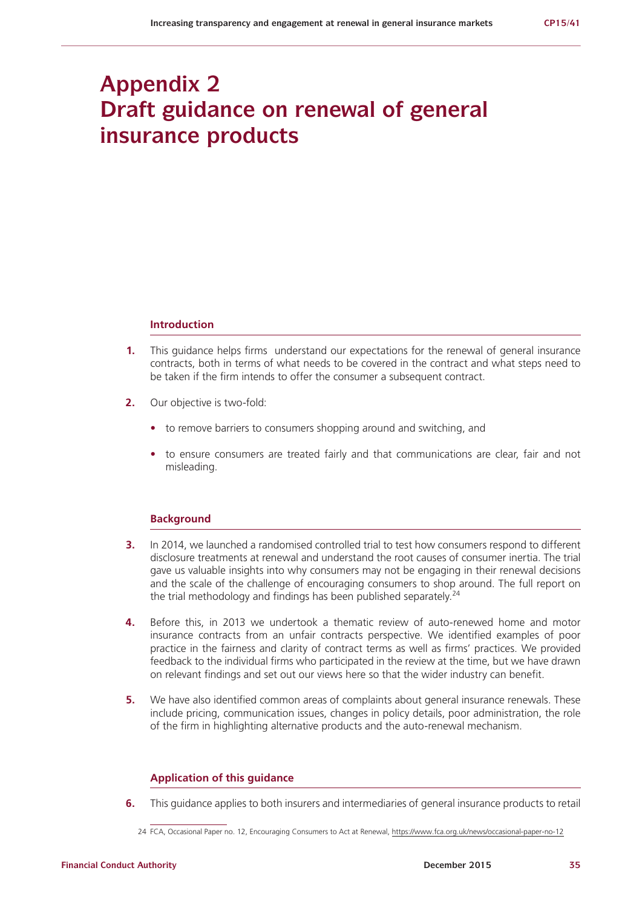# Appendix 2
# Draft guidance on renewal of general insurance products

## Introduction

**1.** This guidance helps firms understand our expectations for the renewal of general insurance contracts, both in terms of what needs to be covered in the contract and what steps need to be taken if the firm intends to offer the consumer a subsequent contract.

**2.** Our objective is two-fold:

- to remove barriers to consumers shopping around and switching, and
- to ensure consumers are treated fairly and that communications are clear, fair and not misleading.

## Background

**3.** In 2014, we launched a randomised controlled trial to test how consumers respond to different disclosure treatments at renewal and understand the root causes of consumer inertia. The trial gave us valuable insights into why consumers may not be engaging in their renewal decisions and the scale of the challenge of encouraging consumers to shop around. The full report on the trial methodology and findings has been published separately.[24]

**4.** Before this, in 2013 we undertook a thematic review of auto-renewed home and motor insurance contracts from an unfair contracts perspective. We identified examples of poor practice in the fairness and clarity of contract terms as well as firms' practices. We provided feedback to the individual firms who participated in the review at the time, but we have drawn on relevant findings and set out our views here so that the wider industry can benefit.

**5.** We have also identified common areas of complaints about general insurance renewals. These include pricing, communication issues, changes in policy details, poor administration, the role of the firm in highlighting alternative products and the auto-renewal mechanism.

## Application of this guidance

**6.** This guidance applies to both insurers and intermediaries of general insurance products to retail

---

24 FCA, Occasional Paper no. 12, Encouraging Consumers to Act at Renewal, https://www.fca.org.uk/news/occasional-paper-no-12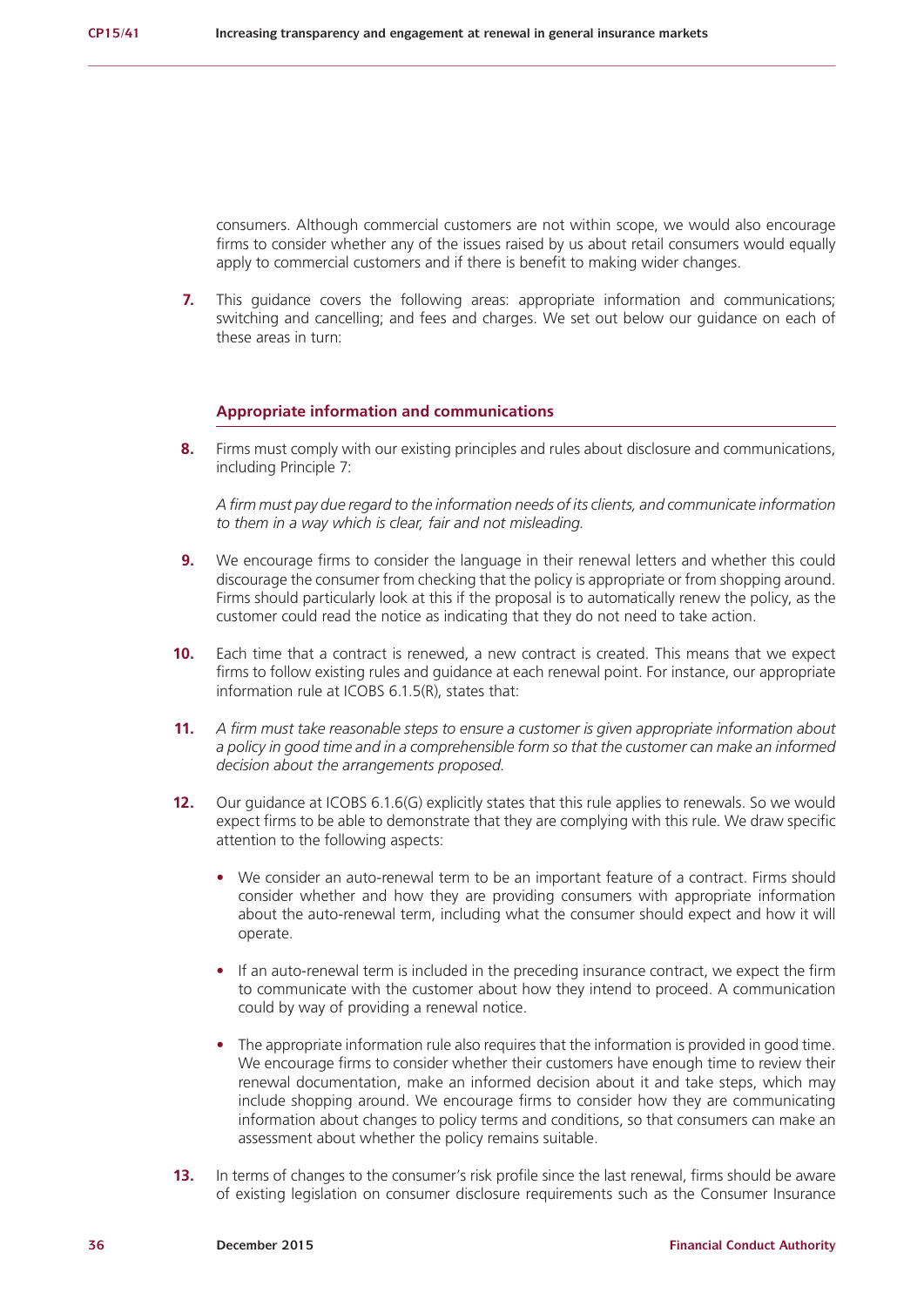consumers. Although commercial customers are not within scope, we would also encourage firms to consider whether any of the issues raised by us about retail consumers would equally apply to commercial customers and if there is benefit to making wider changes.

**7.** This guidance covers the following areas: appropriate information and communications; switching and cancelling; and fees and charges. We set out below our guidance on each of these areas in turn:

### Appropriate information and communications

**8.** Firms must comply with our existing principles and rules about disclosure and communications, including Principle 7:

*A firm must pay due regard to the information needs of its clients, and communicate information to them in a way which is clear, fair and not misleading.*

**9.** We encourage firms to consider the language in their renewal letters and whether this could discourage the consumer from checking that the policy is appropriate or from shopping around. Firms should particularly look at this if the proposal is to automatically renew the policy, as the customer could read the notice as indicating that they do not need to take action.

**10.** Each time that a contract is renewed, a new contract is created. This means that we expect firms to follow existing rules and guidance at each renewal point. For instance, our appropriate information rule at ICOBS 6.1.5(R), states that:

**11.** *A firm must take reasonable steps to ensure a customer is given appropriate information about a policy in good time and in a comprehensible form so that the customer can make an informed decision about the arrangements proposed.*

**12.** Our guidance at ICOBS 6.1.6(G) explicitly states that this rule applies to renewals. So we would expect firms to be able to demonstrate that they are complying with this rule. We draw specific attention to the following aspects:

- We consider an auto-renewal term to be an important feature of a contract. Firms should consider whether and how they are providing consumers with appropriate information about the auto-renewal term, including what the consumer should expect and how it will operate.
- If an auto-renewal term is included in the preceding insurance contract, we expect the firm to communicate with the customer about how they intend to proceed. A communication could by way of providing a renewal notice.
- The appropriate information rule also requires that the information is provided in good time. We encourage firms to consider whether their customers have enough time to review their renewal documentation, make an informed decision about it and take steps, which may include shopping around. We encourage firms to consider how they are communicating information about changes to policy terms and conditions, so that consumers can make an assessment about whether the policy remains suitable.

**13.** In terms of changes to the consumer's risk profile since the last renewal, firms should be aware of existing legislation on consumer disclosure requirements such as the Consumer Insurance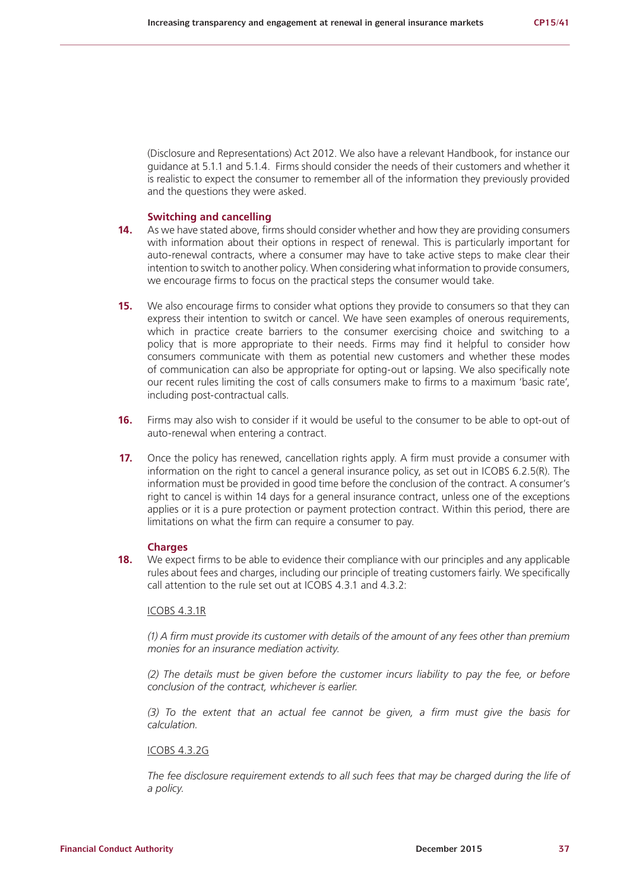(Disclosure and Representations) Act 2012. We also have a relevant Handbook, for instance our guidance at 5.1.1 and 5.1.4. Firms should consider the needs of their customers and whether it is realistic to expect the consumer to remember all of the information they previously provided and the questions they were asked.

### Switching and cancelling

**14.** As we have stated above, firms should consider whether and how they are providing consumers with information about their options in respect of renewal. This is particularly important for auto-renewal contracts, where a consumer may have to take active steps to make clear their intention to switch to another policy. When considering what information to provide consumers, we encourage firms to focus on the practical steps the consumer would take.

**15.** We also encourage firms to consider what options they provide to consumers so that they can express their intention to switch or cancel. We have seen examples of onerous requirements, which in practice create barriers to the consumer exercising choice and switching to a policy that is more appropriate to their needs. Firms may find it helpful to consider how consumers communicate with them as potential new customers and whether these modes of communication can also be appropriate for opting-out or lapsing. We also specifically note our recent rules limiting the cost of calls consumers make to firms to a maximum 'basic rate', including post-contractual calls.

**16.** Firms may also wish to consider if it would be useful to the consumer to be able to opt-out of auto-renewal when entering a contract.

**17.** Once the policy has renewed, cancellation rights apply. A firm must provide a consumer with information on the right to cancel a general insurance policy, as set out in ICOBS 6.2.5(R). The information must be provided in good time before the conclusion of the contract. A consumer's right to cancel is within 14 days for a general insurance contract, unless one of the exceptions applies or it is a pure protection or payment protection contract. Within this period, there are limitations on what the firm can require a consumer to pay.

### Charges

**18.** We expect firms to be able to evidence their compliance with our principles and any applicable rules about fees and charges, including our principle of treating customers fairly. We specifically call attention to the rule set out at ICOBS 4.3.1 and 4.3.2:

ICOBS 4.3.1R

*(1) A firm must provide its customer with details of the amount of any fees other than premium monies for an insurance mediation activity.*

*(2) The details must be given before the customer incurs liability to pay the fee, or before conclusion of the contract, whichever is earlier.*

*(3) To the extent that an actual fee cannot be given, a firm must give the basis for calculation.*

ICOBS 4.3.2G

*The fee disclosure requirement extends to all such fees that may be charged during the life of a policy.*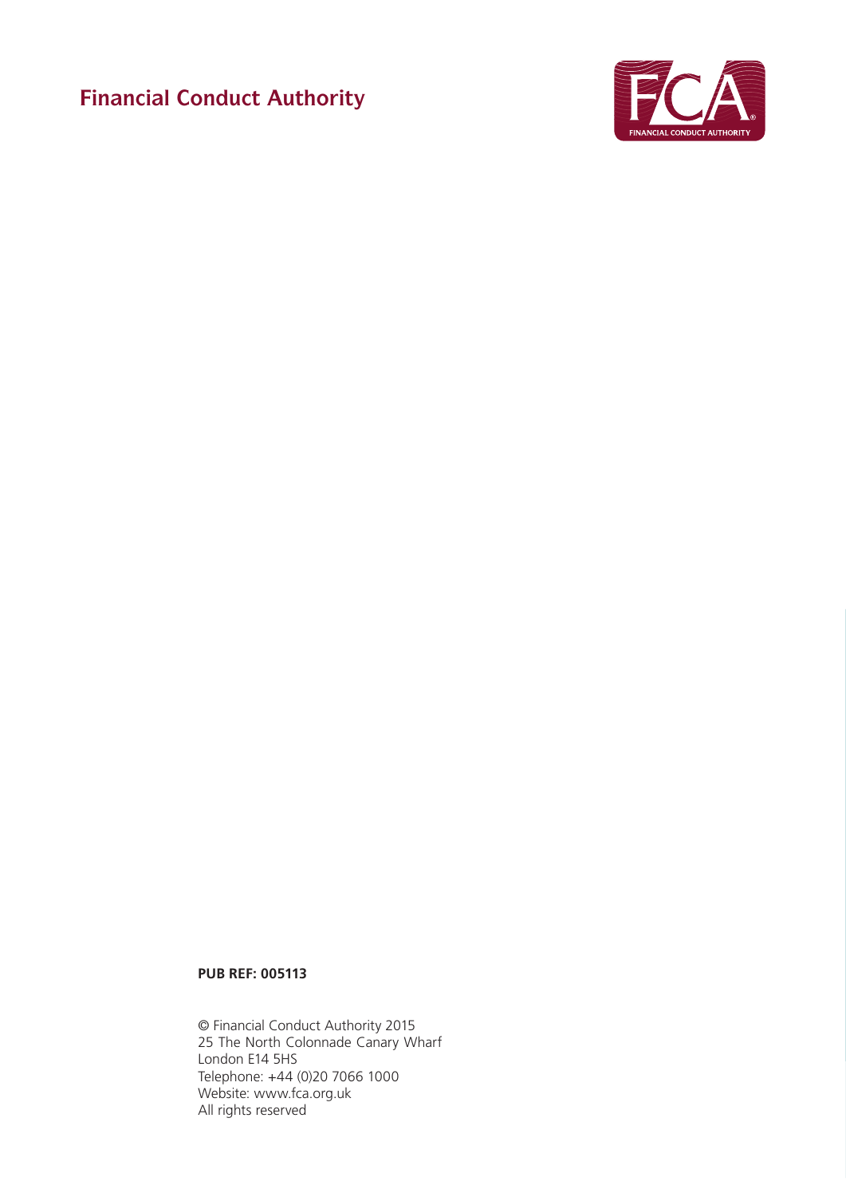**Financial Conduct Authority**

**PUB REF: 005113**

© Financial Conduct Authority 2015
25 The North Colonnade Canary Wharf
London E14 5HS
Telephone: +44 (0)20 7066 1000
Website: www.fca.org.uk
All rights reserved